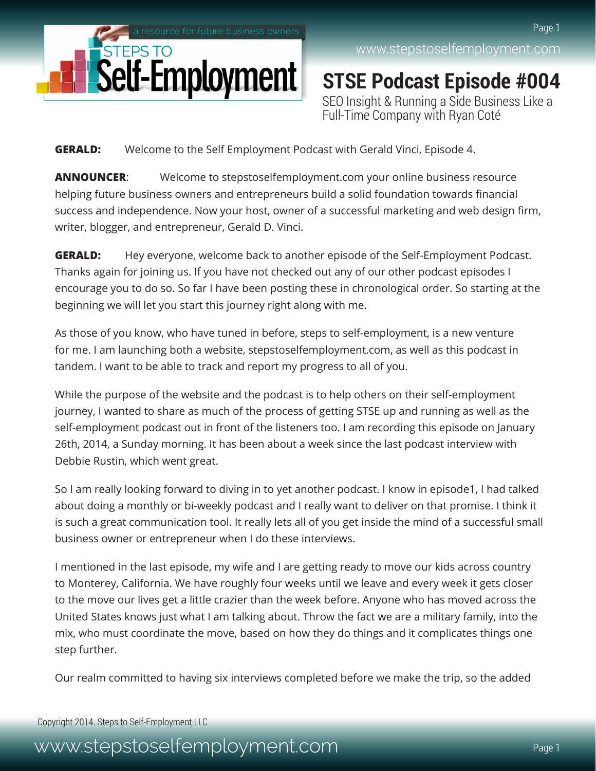# STSE Podcast Episode #004

SEO Insight & Running a Side Business Like a Full-Time Company with Ryan Coté

**GERALD:** Welcome to the Self Employment Podcast with Gerald Vinci, Episode 4.

**ANNOUNCER**: Welcome to stepstoselfemployment.com your online business resource helping future business owners and entrepreneurs build a solid foundation towards financial success and independence. Now your host, owner of a successful marketing and web design firm, writer, blogger, and entrepreneur, Gerald D. Vinci.

**GERALD:** Hey everyone, welcome back to another episode of the Self-Employment Podcast. Thanks again for joining us. If you have not checked out any of our other podcast episodes I encourage you to do so. So far I have been posting these in chronological order. So starting at the beginning we will let you start this journey right along with me.

As those of you know, who have tuned in before, steps to self-employment, is a new venture for me. I am launching both a website, stepstoselfemployment.com, as well as this podcast in tandem. I want to be able to track and report my progress to all of you.

While the purpose of the website and the podcast is to help others on their self-employment journey, I wanted to share as much of the process of getting STSE up and running as well as the self-employment podcast out in front of the listeners too. I am recording this episode on January 26th, 2014, a Sunday morning. It has been about a week since the last podcast interview with Debbie Rustin, which went great.

So I am really looking forward to diving in to yet another podcast. I know in episode1, I had talked about doing a monthly or bi-weekly podcast and I really want to deliver on that promise. I think it is such a great communication tool. It really lets all of you get inside the mind of a successful small business owner or entrepreneur when I do these interviews.

I mentioned in the last episode, my wife and I are getting ready to move our kids across country to Monterey, California. We have roughly four weeks until we leave and every week it gets closer to the move our lives get a little crazier than the week before. Anyone who has moved across the United States knows just what I am talking about. Throw the fact we are a military family, into the mix, who must coordinate the move, based on how they do things and it complicates things one step further.

Our realm committed to having six interviews completed before we make the trip, so the added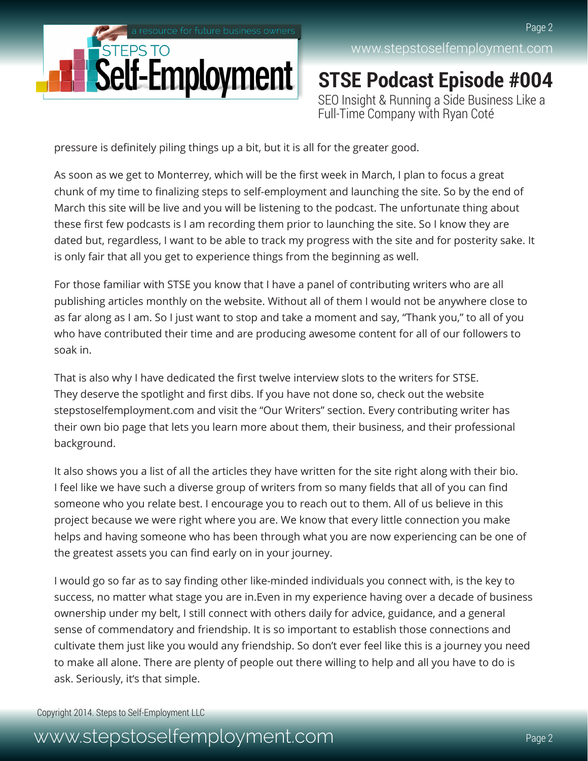pressure is definitely piling things up a bit, but it is all for the greater good.

As soon as we get to Monterrey, which will be the first week in March, I plan to focus a great chunk of my time to finalizing steps to self-employment and launching the site. So by the end of March this site will be live and you will be listening to the podcast. The unfortunate thing about these first few podcasts is I am recording them prior to launching the site. So I know they are dated but, regardless, I want to be able to track my progress with the site and for posterity sake. It is only fair that all you get to experience things from the beginning as well.

For those familiar with STSE you know that I have a panel of contributing writers who are all publishing articles monthly on the website. Without all of them I would not be anywhere close to as far along as I am. So I just want to stop and take a moment and say, “Thank you,” to all of you who have contributed their time and are producing awesome content for all of our followers to soak in.

That is also why I have dedicated the first twelve interview slots to the writers for STSE. They deserve the spotlight and first dibs. If you have not done so, check out the website stepstoselfemployment.com and visit the “Our Writers” section. Every contributing writer has their own bio page that lets you learn more about them, their business, and their professional background.

It also shows you a list of all the articles they have written for the site right along with their bio. I feel like we have such a diverse group of writers from so many fields that all of you can find someone who you relate best. I encourage you to reach out to them. All of us believe in this project because we were right where you are. We know that every little connection you make helps and having someone who has been through what you are now experiencing can be one of the greatest assets you can find early on in your journey.

I would go so far as to say finding other like-minded individuals you connect with, is the key to success, no matter what stage you are in.Even in my experience having over a decade of business ownership under my belt, I still connect with others daily for advice, guidance, and a general sense of commendatory and friendship. It is so important to establish those connections and cultivate them just like you would any friendship. So don’t ever feel like this is a journey you need to make all alone. There are plenty of people out there willing to help and all you have to do is ask. Seriously, it’s that simple.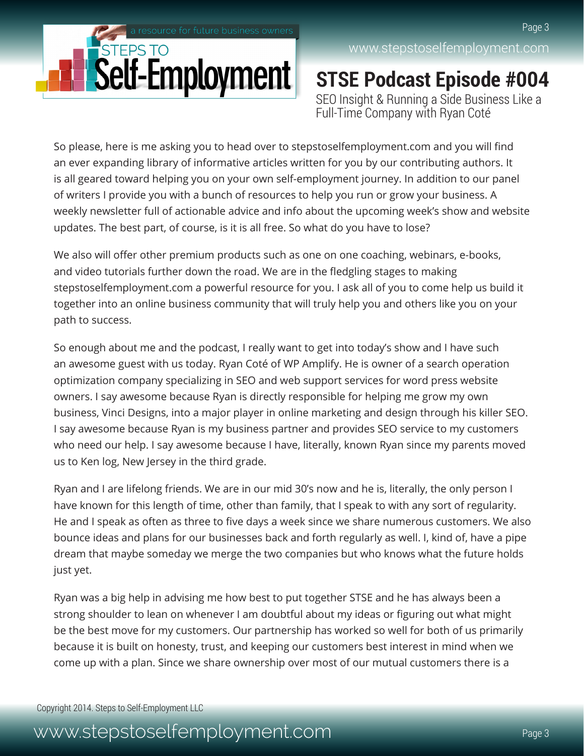So please, here is me asking you to head over to stepstoselfemployment.com and you will find an ever expanding library of informative articles written for you by our contributing authors. It is all geared toward helping you on your own self-employment journey. In addition to our panel of writers I provide you with a bunch of resources to help you run or grow your business. A weekly newsletter full of actionable advice and info about the upcoming week's show and website updates. The best part, of course, is it is all free. So what do you have to lose?

We also will offer other premium products such as one on one coaching, webinars, e-books, and video tutorials further down the road. We are in the fledgling stages to making stepstoselfemployment.com a powerful resource for you. I ask all of you to come help us build it together into an online business community that will truly help you and others like you on your path to success.

So enough about me and the podcast, I really want to get into today's show and I have such an awesome guest with us today. Ryan Coté of WP Amplify. He is owner of a search operation optimization company specializing in SEO and web support services for word press website owners. I say awesome because Ryan is directly responsible for helping me grow my own business, Vinci Designs, into a major player in online marketing and design through his killer SEO. I say awesome because Ryan is my business partner and provides SEO service to my customers who need our help. I say awesome because I have, literally, known Ryan since my parents moved us to Ken log, New Jersey in the third grade.

Ryan and I are lifelong friends. We are in our mid 30's now and he is, literally, the only person I have known for this length of time, other than family, that I speak to with any sort of regularity. He and I speak as often as three to five days a week since we share numerous customers. We also bounce ideas and plans for our businesses back and forth regularly as well. I, kind of, have a pipe dream that maybe someday we merge the two companies but who knows what the future holds just yet.

Ryan was a big help in advising me how best to put together STSE and he has always been a strong shoulder to lean on whenever I am doubtful about my ideas or figuring out what might be the best move for my customers. Our partnership has worked so well for both of us primarily because it is built on honesty, trust, and keeping our customers best interest in mind when we come up with a plan. Since we share ownership over most of our mutual customers there is a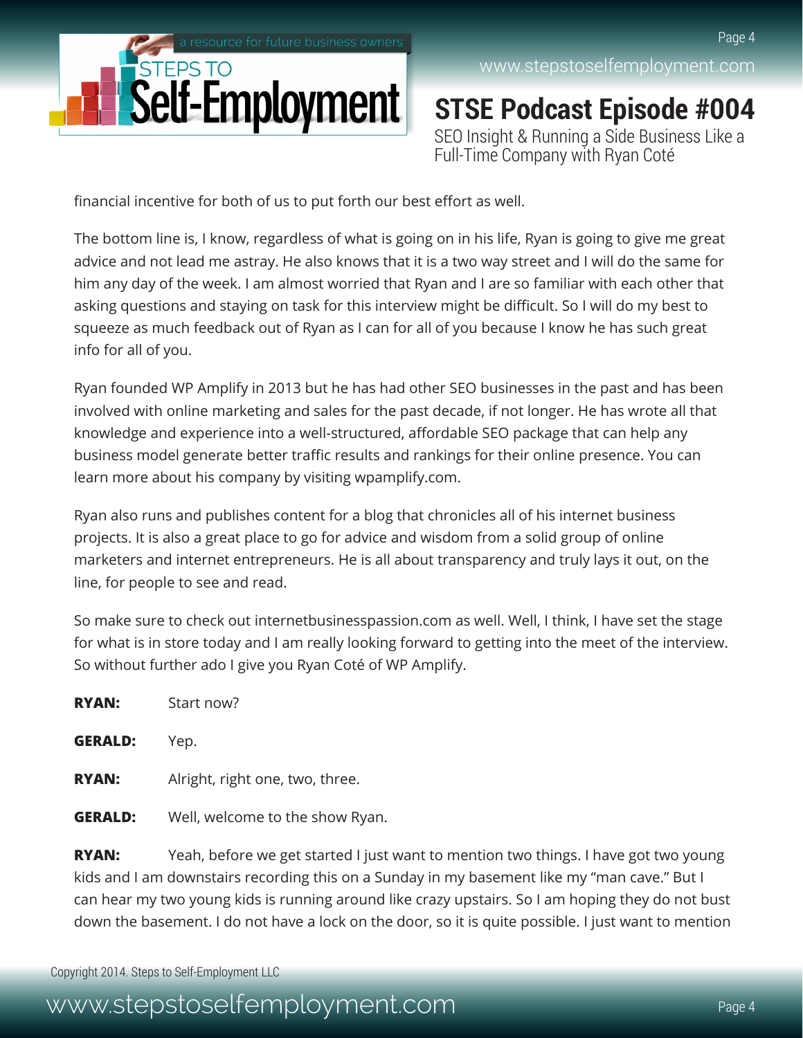financial incentive for both of us to put forth our best effort as well.

The bottom line is, I know, regardless of what is going on in his life, Ryan is going to give me great advice and not lead me astray. He also knows that it is a two way street and I will do the same for him any day of the week. I am almost worried that Ryan and I are so familiar with each other that asking questions and staying on task for this interview might be difficult. So I will do my best to squeeze as much feedback out of Ryan as I can for all of you because I know he has such great info for all of you.

Ryan founded WP Amplify in 2013 but he has had other SEO businesses in the past and has been involved with online marketing and sales for the past decade, if not longer. He has wrote all that knowledge and experience into a well-structured, affordable SEO package that can help any business model generate better traffic results and rankings for their online presence. You can learn more about his company by visiting wpamplify.com.

Ryan also runs and publishes content for a blog that chronicles all of his internet business projects. It is also a great place to go for advice and wisdom from a solid group of online marketers and internet entrepreneurs. He is all about transparency and truly lays it out, on the line, for people to see and read.

So make sure to check out internetbusinesspassion.com as well. Well, I think, I have set the stage for what is in store today and I am really looking forward to getting into the meet of the interview. So without further ado I give you Ryan Coté of WP Amplify.

**RYAN:** Start now?

**GERALD:** Yep.

**RYAN:** Alright, right one, two, three.

**GERALD:** Well, welcome to the show Ryan.

**RYAN:** Yeah, before we get started I just want to mention two things. I have got two young kids and I am downstairs recording this on a Sunday in my basement like my "man cave." But I can hear my two young kids is running around like crazy upstairs. So I am hoping they do not bust down the basement. I do not have a lock on the door, so it is quite possible. I just want to mention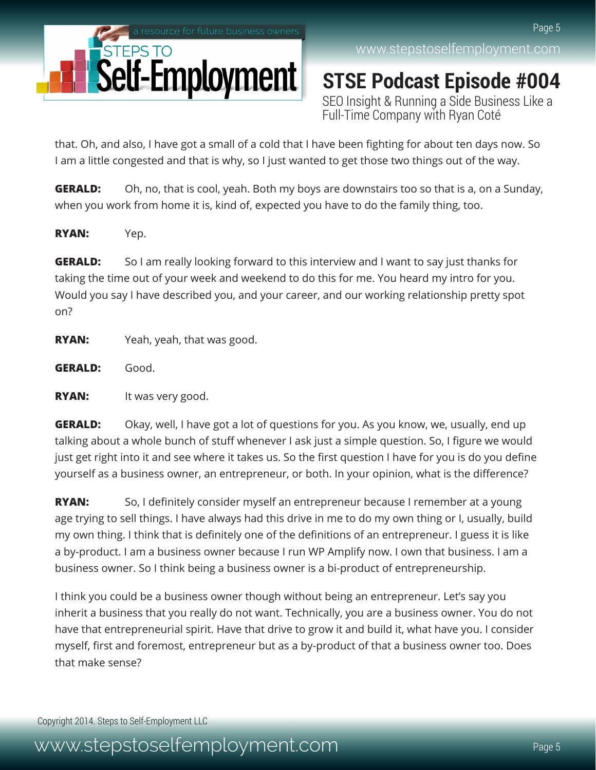that. Oh, and also, I have got a small of a cold that I have been fighting for about ten days now. So I am a little congested and that is why, so I just wanted to get those two things out of the way.

**GERALD:** Oh, no, that is cool, yeah. Both my boys are downstairs too so that is a, on a Sunday, when you work from home it is, kind of, expected you have to do the family thing, too.

**RYAN:** Yep.

**GERALD:** So I am really looking forward to this interview and I want to say just thanks for taking the time out of your week and weekend to do this for me. You heard my intro for you. Would you say I have described you, and your career, and our working relationship pretty spot on?

**RYAN:** Yeah, yeah, that was good.

**GERALD:** Good.

**RYAN:** It was very good.

**GERALD:** Okay, well, I have got a lot of questions for you. As you know, we, usually, end up talking about a whole bunch of stuff whenever I ask just a simple question. So, I figure we would just get right into it and see where it takes us. So the first question I have for you is do you define yourself as a business owner, an entrepreneur, or both. In your opinion, what is the difference?

**RYAN:** So, I definitely consider myself an entrepreneur because I remember at a young age trying to sell things. I have always had this drive in me to do my own thing or I, usually, build my own thing. I think that is definitely one of the definitions of an entrepreneur. I guess it is like a by-product. I am a business owner because I run WP Amplify now. I own that business. I am a business owner. So I think being a business owner is a bi-product of entrepreneurship.

I think you could be a business owner though without being an entrepreneur. Let's say you inherit a business that you really do not want. Technically, you are a business owner. You do not have that entrepreneurial spirit. Have that drive to grow it and build it, what have you. I consider myself, first and foremost, entrepreneur but as a by-product of that a business owner too. Does that make sense?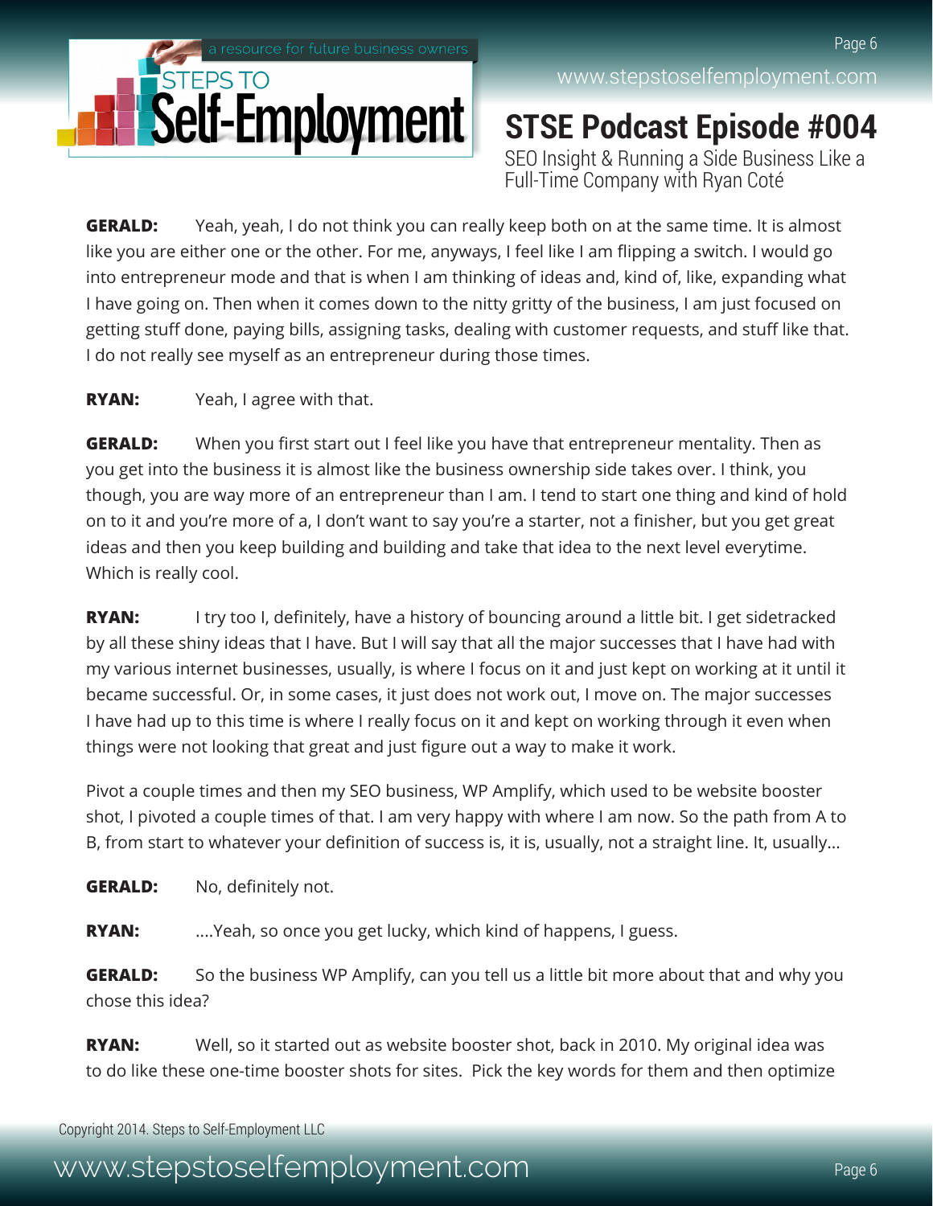**GERALD:** Yeah, yeah, I do not think you can really keep both on at the same time. It is almost like you are either one or the other. For me, anyways, I feel like I am flipping a switch. I would go into entrepreneur mode and that is when I am thinking of ideas and, kind of, like, expanding what I have going on. Then when it comes down to the nitty gritty of the business, I am just focused on getting stuff done, paying bills, assigning tasks, dealing with customer requests, and stuff like that. I do not really see myself as an entrepreneur during those times.

**RYAN:** Yeah, I agree with that.

**GERALD:** When you first start out I feel like you have that entrepreneur mentality. Then as you get into the business it is almost like the business ownership side takes over. I think, you though, you are way more of an entrepreneur than I am. I tend to start one thing and kind of hold on to it and you're more of a, I don't want to say you're a starter, not a finisher, but you get great ideas and then you keep building and building and take that idea to the next level everytime. Which is really cool.

**RYAN:** I try too I, definitely, have a history of bouncing around a little bit. I get sidetracked by all these shiny ideas that I have. But I will say that all the major successes that I have had with my various internet businesses, usually, is where I focus on it and just kept on working at it until it became successful. Or, in some cases, it just does not work out, I move on. The major successes I have had up to this time is where I really focus on it and kept on working through it even when things were not looking that great and just figure out a way to make it work.

Pivot a couple times and then my SEO business, WP Amplify, which used to be website booster shot, I pivoted a couple times of that. I am very happy with where I am now. So the path from A to B, from start to whatever your definition of success is, it is, usually, not a straight line. It, usually...

**GERALD:** No, definitely not.

**RYAN:** ....Yeah, so once you get lucky, which kind of happens, I guess.

**GERALD:** So the business WP Amplify, can you tell us a little bit more about that and why you chose this idea?

**RYAN:** Well, so it started out as website booster shot, back in 2010. My original idea was to do like these one-time booster shots for sites. Pick the key words for them and then optimize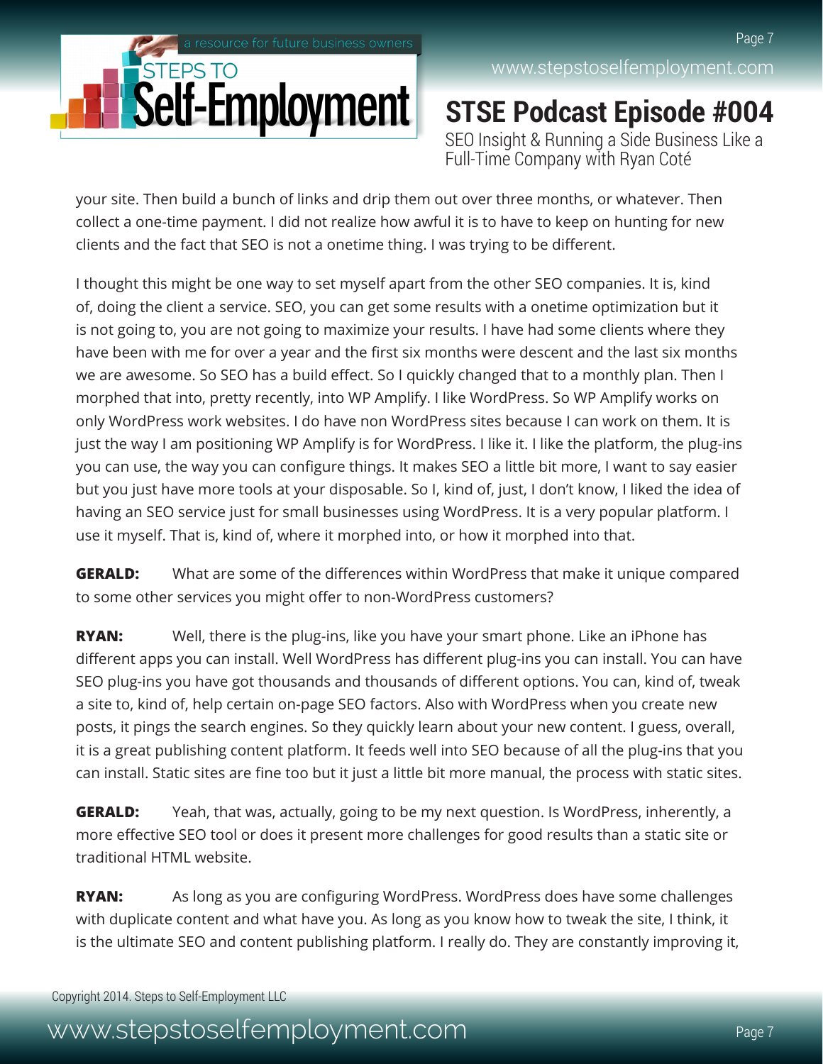your site. Then build a bunch of links and drip them out over three months, or whatever. Then collect a one-time payment. I did not realize how awful it is to have to keep on hunting for new clients and the fact that SEO is not a onetime thing. I was trying to be different.

I thought this might be one way to set myself apart from the other SEO companies. It is, kind of, doing the client a service. SEO, you can get some results with a onetime optimization but it is not going to, you are not going to maximize your results. I have had some clients where they have been with me for over a year and the first six months were descent and the last six months we are awesome. So SEO has a build effect. So I quickly changed that to a monthly plan. Then I morphed that into, pretty recently, into WP Amplify. I like WordPress. So WP Amplify works on only WordPress work websites. I do have non WordPress sites because I can work on them. It is just the way I am positioning WP Amplify is for WordPress. I like it. I like the platform, the plug-ins you can use, the way you can configure things. It makes SEO a little bit more, I want to say easier but you just have more tools at your disposable. So I, kind of, just, I don't know, I liked the idea of having an SEO service just for small businesses using WordPress. It is a very popular platform. I use it myself. That is, kind of, where it morphed into, or how it morphed into that.

**GERALD:** What are some of the differences within WordPress that make it unique compared to some other services you might offer to non-WordPress customers?

**RYAN:** Well, there is the plug-ins, like you have your smart phone. Like an iPhone has different apps you can install. Well WordPress has different plug-ins you can install. You can have SEO plug-ins you have got thousands and thousands of different options. You can, kind of, tweak a site to, kind of, help certain on-page SEO factors. Also with WordPress when you create new posts, it pings the search engines. So they quickly learn about your new content. I guess, overall, it is a great publishing content platform. It feeds well into SEO because of all the plug-ins that you can install. Static sites are fine too but it just a little bit more manual, the process with static sites.

**GERALD:** Yeah, that was, actually, going to be my next question. Is WordPress, inherently, a more effective SEO tool or does it present more challenges for good results than a static site or traditional HTML website.

**RYAN:** As long as you are configuring WordPress. WordPress does have some challenges with duplicate content and what have you. As long as you know how to tweak the site, I think, it is the ultimate SEO and content publishing platform. I really do. They are constantly improving it,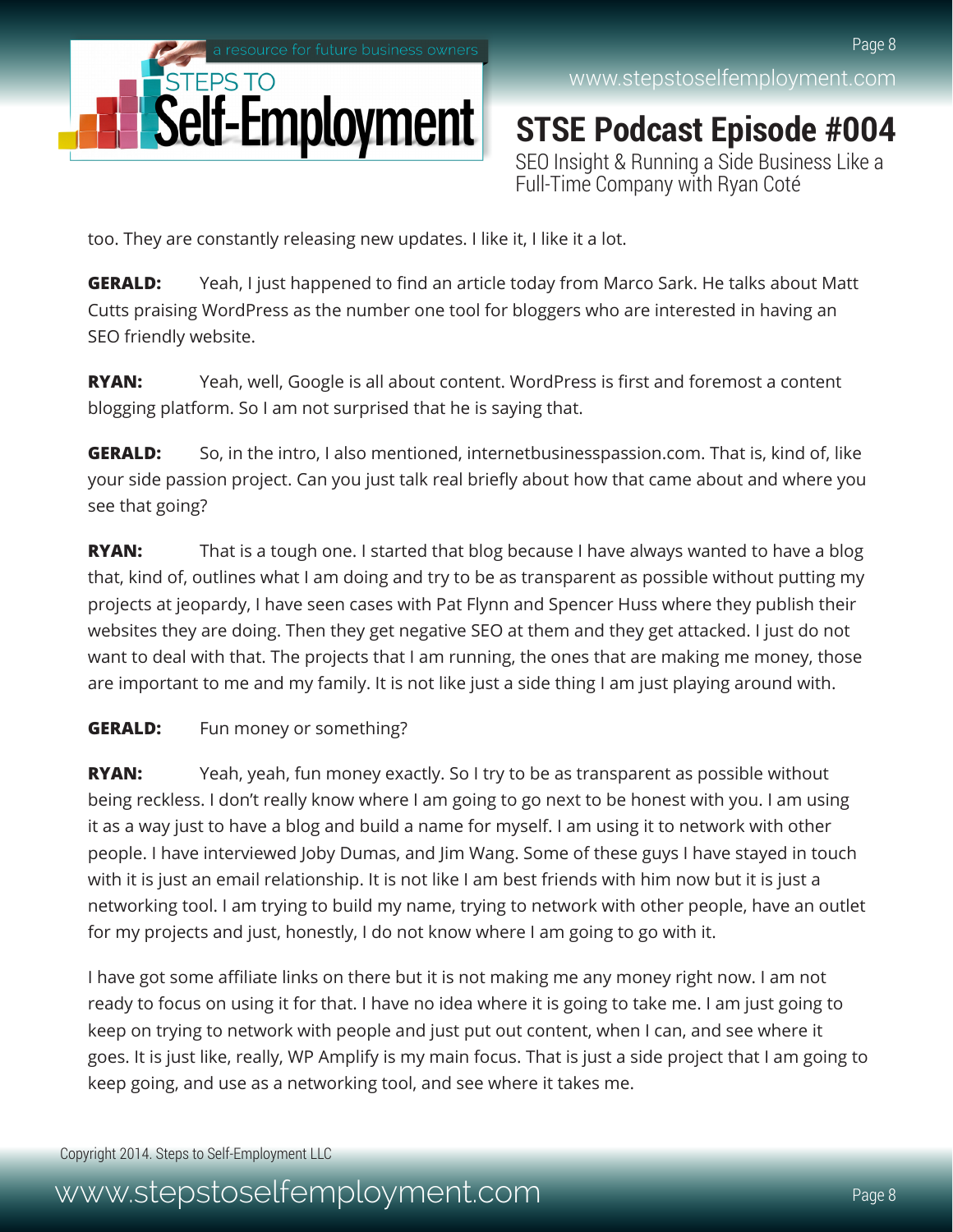too. They are constantly releasing new updates. I like it, I like it a lot.

**GERALD:** Yeah, I just happened to find an article today from Marco Sark. He talks about Matt Cutts praising WordPress as the number one tool for bloggers who are interested in having an SEO friendly website.

**RYAN:** Yeah, well, Google is all about content. WordPress is first and foremost a content blogging platform. So I am not surprised that he is saying that.

**GERALD:** So, in the intro, I also mentioned, internetbusinesspassion.com. That is, kind of, like your side passion project. Can you just talk real briefly about how that came about and where you see that going?

**RYAN:** That is a tough one. I started that blog because I have always wanted to have a blog that, kind of, outlines what I am doing and try to be as transparent as possible without putting my projects at jeopardy, I have seen cases with Pat Flynn and Spencer Huss where they publish their websites they are doing. Then they get negative SEO at them and they get attacked. I just do not want to deal with that. The projects that I am running, the ones that are making me money, those are important to me and my family. It is not like just a side thing I am just playing around with.

**GERALD:** Fun money or something?

**RYAN:** Yeah, yeah, fun money exactly. So I try to be as transparent as possible without being reckless. I don't really know where I am going to go next to be honest with you. I am using it as a way just to have a blog and build a name for myself. I am using it to network with other people. I have interviewed Joby Dumas, and Jim Wang. Some of these guys I have stayed in touch with it is just an email relationship. It is not like I am best friends with him now but it is just a networking tool. I am trying to build my name, trying to network with other people, have an outlet for my projects and just, honestly, I do not know where I am going to go with it.

I have got some affiliate links on there but it is not making me any money right now. I am not ready to focus on using it for that. I have no idea where it is going to take me. I am just going to keep on trying to network with people and just put out content, when I can, and see where it goes. It is just like, really, WP Amplify is my main focus. That is just a side project that I am going to keep going, and use as a networking tool, and see where it takes me.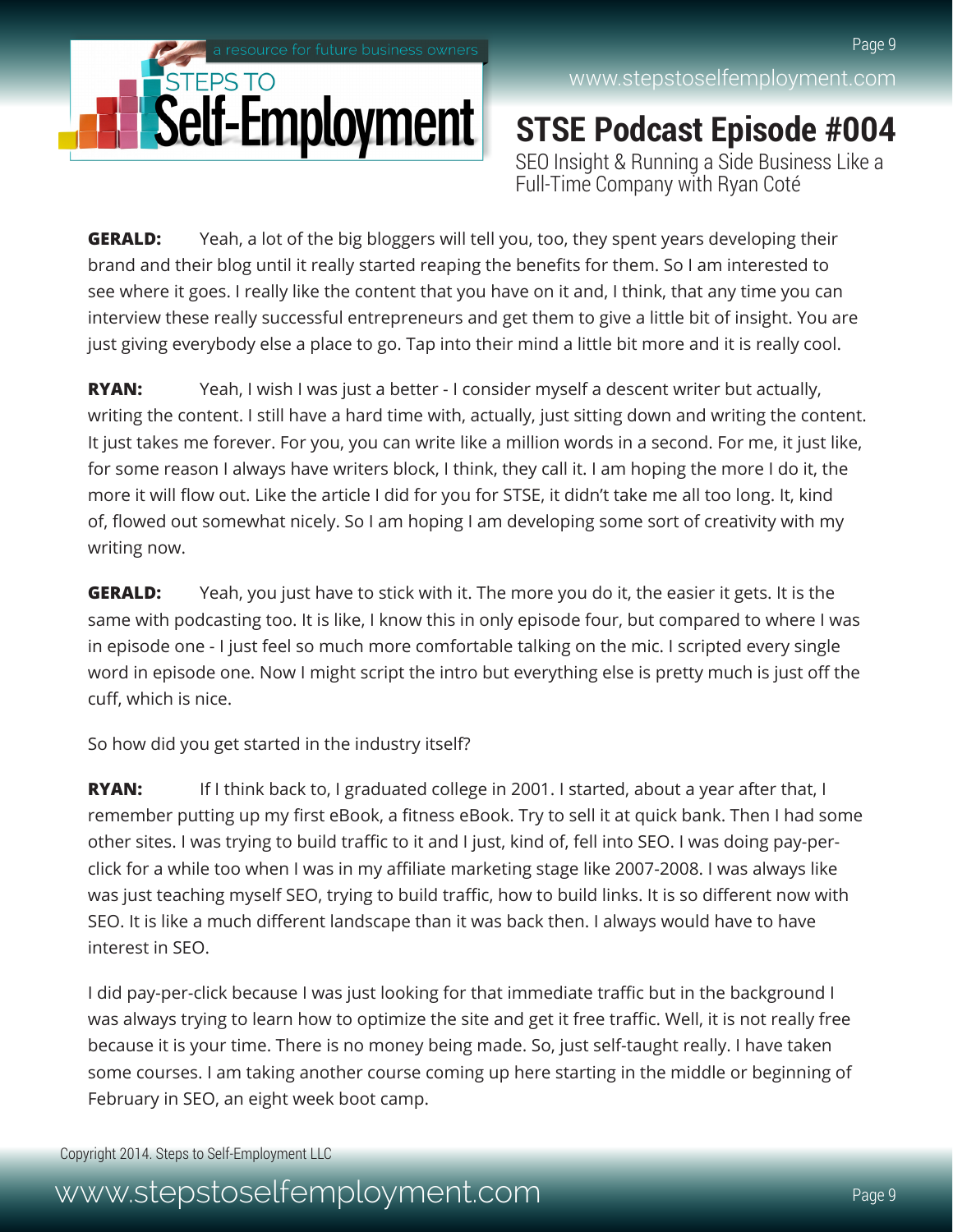**GERALD:** Yeah, a lot of the big bloggers will tell you, too, they spent years developing their brand and their blog until it really started reaping the benefits for them. So I am interested to see where it goes. I really like the content that you have on it and, I think, that any time you can interview these really successful entrepreneurs and get them to give a little bit of insight. You are just giving everybody else a place to go. Tap into their mind a little bit more and it is really cool.

**RYAN:** Yeah, I wish I was just a better - I consider myself a descent writer but actually, writing the content. I still have a hard time with, actually, just sitting down and writing the content. It just takes me forever. For you, you can write like a million words in a second. For me, it just like, for some reason I always have writers block, I think, they call it. I am hoping the more I do it, the more it will flow out. Like the article I did for you for STSE, it didn't take me all too long. It, kind of, flowed out somewhat nicely. So I am hoping I am developing some sort of creativity with my writing now.

**GERALD:** Yeah, you just have to stick with it. The more you do it, the easier it gets. It is the same with podcasting too. It is like, I know this in only episode four, but compared to where I was in episode one - I just feel so much more comfortable talking on the mic. I scripted every single word in episode one. Now I might script the intro but everything else is pretty much is just off the cuff, which is nice.

So how did you get started in the industry itself?

**RYAN:** If I think back to, I graduated college in 2001. I started, about a year after that, I remember putting up my first eBook, a fitness eBook. Try to sell it at quick bank. Then I had some other sites. I was trying to build traffic to it and I just, kind of, fell into SEO. I was doing pay-per-click for a while too when I was in my affiliate marketing stage like 2007-2008. I was always like was just teaching myself SEO, trying to build traffic, how to build links. It is so different now with SEO. It is like a much different landscape than it was back then. I always would have to have interest in SEO.

I did pay-per-click because I was just looking for that immediate traffic but in the background I was always trying to learn how to optimize the site and get it free traffic. Well, it is not really free because it is your time. There is no money being made. So, just self-taught really. I have taken some courses. I am taking another course coming up here starting in the middle or beginning of February in SEO, an eight week boot camp.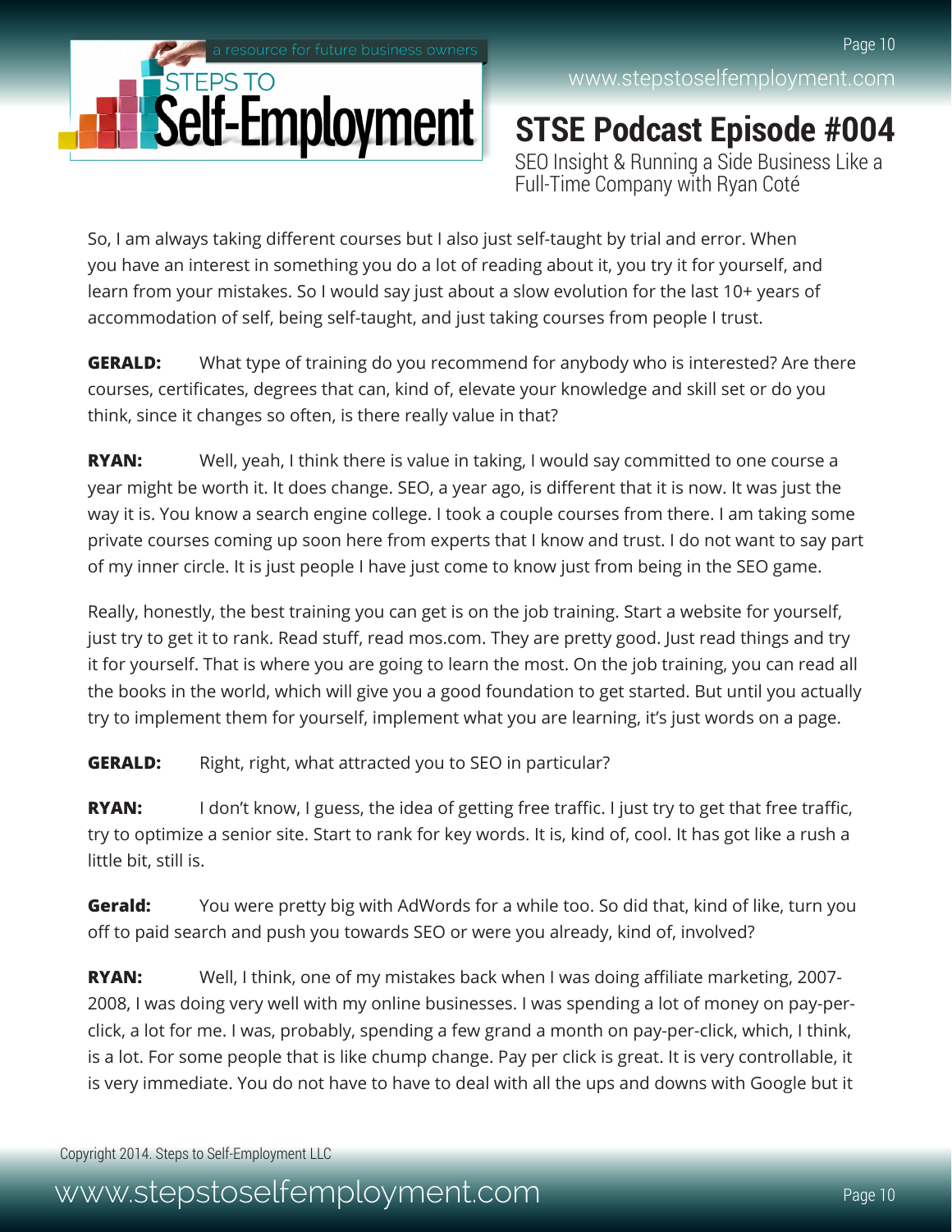So, I am always taking different courses but I also just self-taught by trial and error. When you have an interest in something you do a lot of reading about it, you try it for yourself, and learn from your mistakes. So I would say just about a slow evolution for the last 10+ years of accommodation of self, being self-taught, and just taking courses from people I trust.

**GERALD:** What type of training do you recommend for anybody who is interested? Are there courses, certificates, degrees that can, kind of, elevate your knowledge and skill set or do you think, since it changes so often, is there really value in that?

**RYAN:** Well, yeah, I think there is value in taking, I would say committed to one course a year might be worth it. It does change. SEO, a year ago, is different that it is now. It was just the way it is. You know a search engine college. I took a couple courses from there. I am taking some private courses coming up soon here from experts that I know and trust. I do not want to say part of my inner circle. It is just people I have just come to know just from being in the SEO game.

Really, honestly, the best training you can get is on the job training. Start a website for yourself, just try to get it to rank. Read stuff, read mos.com. They are pretty good. Just read things and try it for yourself. That is where you are going to learn the most. On the job training, you can read all the books in the world, which will give you a good foundation to get started. But until you actually try to implement them for yourself, implement what you are learning, it's just words on a page.

**GERALD:** Right, right, what attracted you to SEO in particular?

**RYAN:** I don't know, I guess, the idea of getting free traffic. I just try to get that free traffic, try to optimize a senior site. Start to rank for key words. It is, kind of, cool. It has got like a rush a little bit, still is.

**Gerald:** You were pretty big with AdWords for a while too. So did that, kind of like, turn you off to paid search and push you towards SEO or were you already, kind of, involved?

**RYAN:** Well, I think, one of my mistakes back when I was doing affiliate marketing, 2007-2008, I was doing very well with my online businesses. I was spending a lot of money on pay-per-click, a lot for me. I was, probably, spending a few grand a month on pay-per-click, which, I think, is a lot. For some people that is like chump change. Pay per click is great. It is very controllable, it is very immediate. You do not have to have to deal with all the ups and downs with Google but it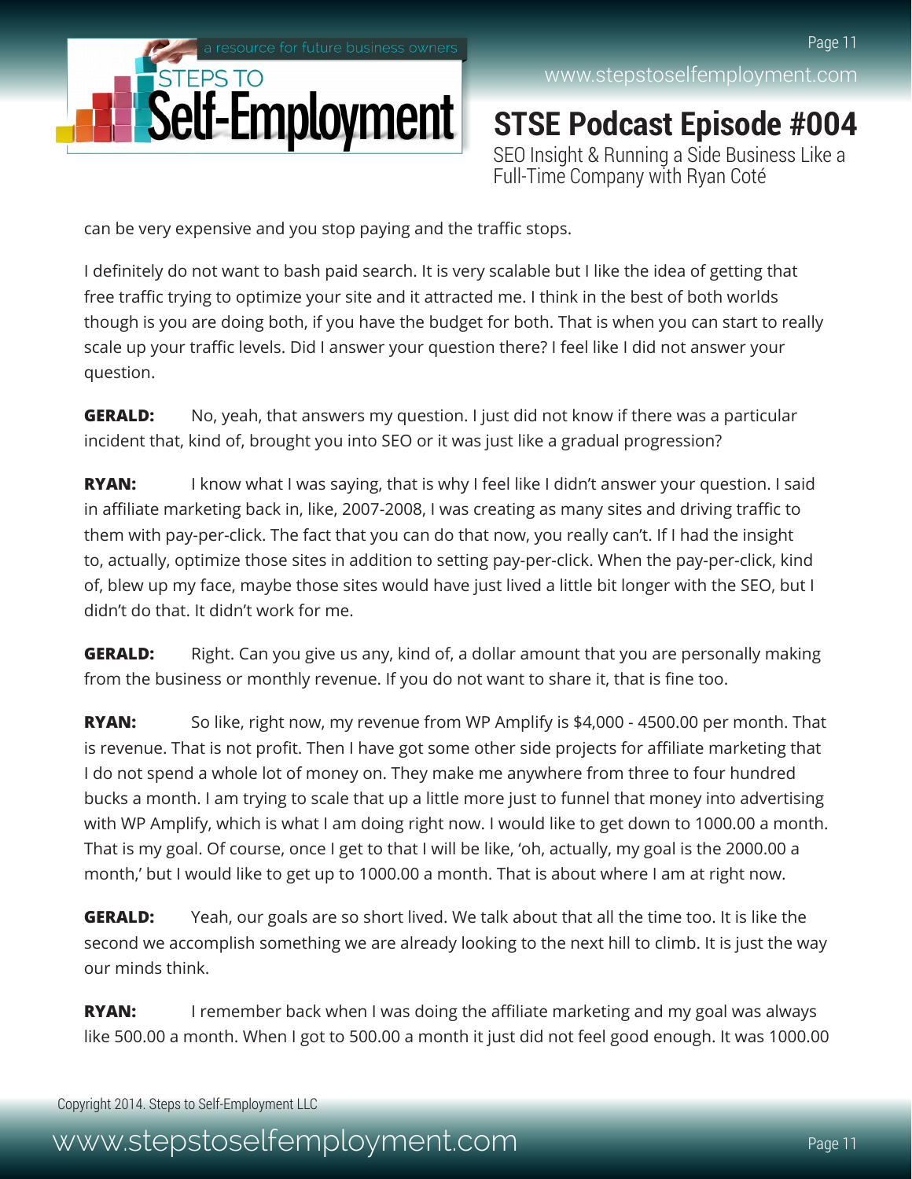can be very expensive and you stop paying and the traffic stops.

I definitely do not want to bash paid search. It is very scalable but I like the idea of getting that free traffic trying to optimize your site and it attracted me. I think in the best of both worlds though is you are doing both, if you have the budget for both. That is when you can start to really scale up your traffic levels. Did I answer your question there? I feel like I did not answer your question.

**GERALD:** No, yeah, that answers my question. I just did not know if there was a particular incident that, kind of, brought you into SEO or it was just like a gradual progression?

**RYAN:** I know what I was saying, that is why I feel like I didn't answer your question. I said in affiliate marketing back in, like, 2007-2008, I was creating as many sites and driving traffic to them with pay-per-click. The fact that you can do that now, you really can't. If I had the insight to, actually, optimize those sites in addition to setting pay-per-click. When the pay-per-click, kind of, blew up my face, maybe those sites would have just lived a little bit longer with the SEO, but I didn't do that. It didn't work for me.

**GERALD:** Right. Can you give us any, kind of, a dollar amount that you are personally making from the business or monthly revenue. If you do not want to share it, that is fine too.

**RYAN:** So like, right now, my revenue from WP Amplify is $4,000 - 4500.00 per month. That is revenue. That is not profit. Then I have got some other side projects for affiliate marketing that I do not spend a whole lot of money on. They make me anywhere from three to four hundred bucks a month. I am trying to scale that up a little more just to funnel that money into advertising with WP Amplify, which is what I am doing right now. I would like to get down to 1000.00 a month. That is my goal. Of course, once I get to that I will be like, 'oh, actually, my goal is the 2000.00 a month,' but I would like to get up to 1000.00 a month. That is about where I am at right now.

**GERALD:** Yeah, our goals are so short lived. We talk about that all the time too. It is like the second we accomplish something we are already looking to the next hill to climb. It is just the way our minds think.

**RYAN:** I remember back when I was doing the affiliate marketing and my goal was always like 500.00 a month. When I got to 500.00 a month it just did not feel good enough. It was 1000.00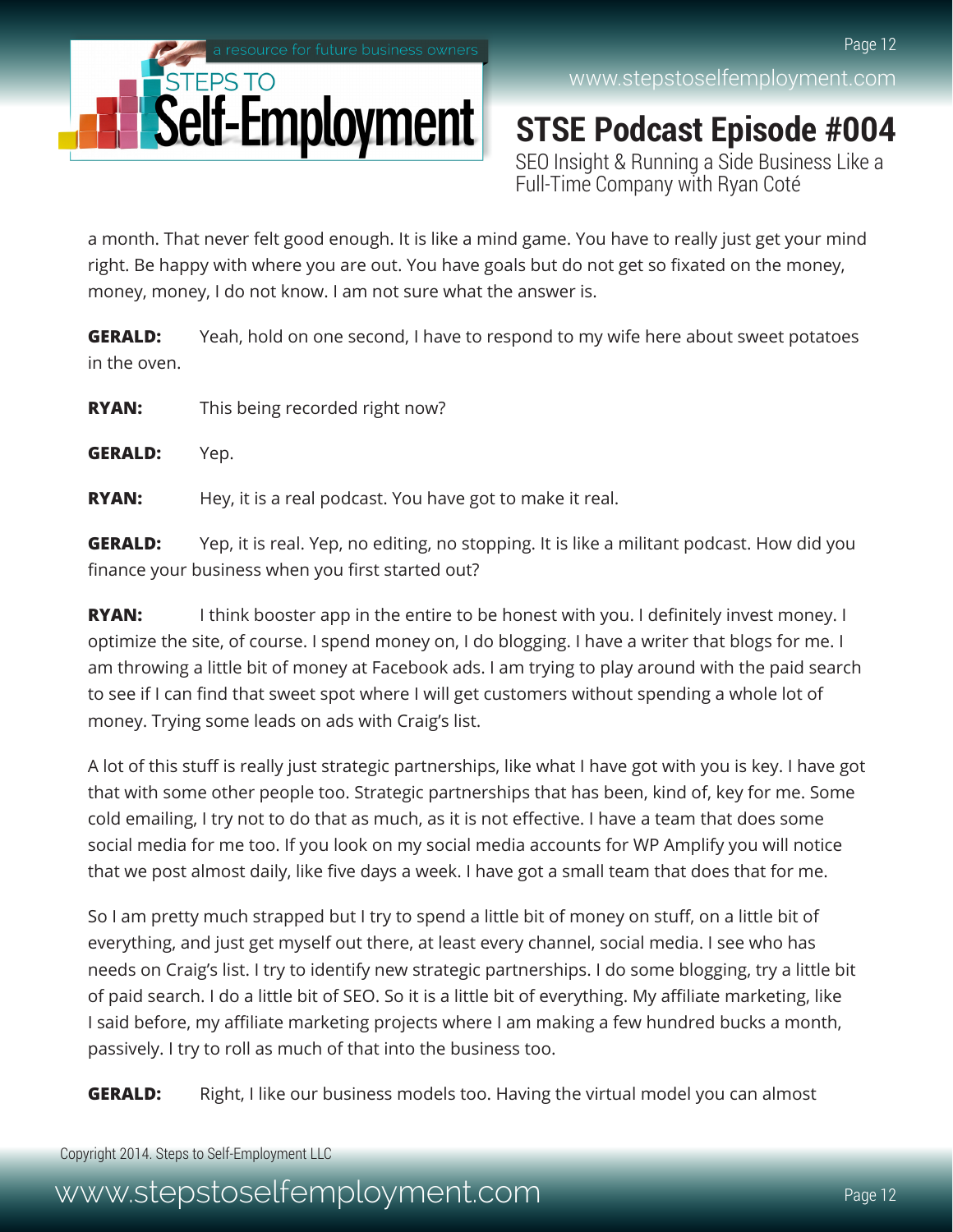a month. That never felt good enough. It is like a mind game. You have to really just get your mind right. Be happy with where you are out. You have goals but do not get so fixated on the money, money, money, I do not know. I am not sure what the answer is.

**GERALD:** Yeah, hold on one second, I have to respond to my wife here about sweet potatoes in the oven.

**RYAN:** This being recorded right now?

**GERALD:** Yep.

**RYAN:** Hey, it is a real podcast. You have got to make it real.

**GERALD:** Yep, it is real. Yep, no editing, no stopping. It is like a militant podcast. How did you finance your business when you first started out?

**RYAN:** I think booster app in the entire to be honest with you. I definitely invest money. I optimize the site, of course. I spend money on, I do blogging. I have a writer that blogs for me. I am throwing a little bit of money at Facebook ads. I am trying to play around with the paid search to see if I can find that sweet spot where I will get customers without spending a whole lot of money. Trying some leads on ads with Craig's list.

A lot of this stuff is really just strategic partnerships, like what I have got with you is key. I have got that with some other people too. Strategic partnerships that has been, kind of, key for me. Some cold emailing, I try not to do that as much, as it is not effective. I have a team that does some social media for me too. If you look on my social media accounts for WP Amplify you will notice that we post almost daily, like five days a week. I have got a small team that does that for me.

So I am pretty much strapped but I try to spend a little bit of money on stuff, on a little bit of everything, and just get myself out there, at least every channel, social media. I see who has needs on Craig's list. I try to identify new strategic partnerships. I do some blogging, try a little bit of paid search. I do a little bit of SEO. So it is a little bit of everything. My affiliate marketing, like I said before, my affiliate marketing projects where I am making a few hundred bucks a month, passively. I try to roll as much of that into the business too.

**GERALD:** Right, I like our business models too. Having the virtual model you can almost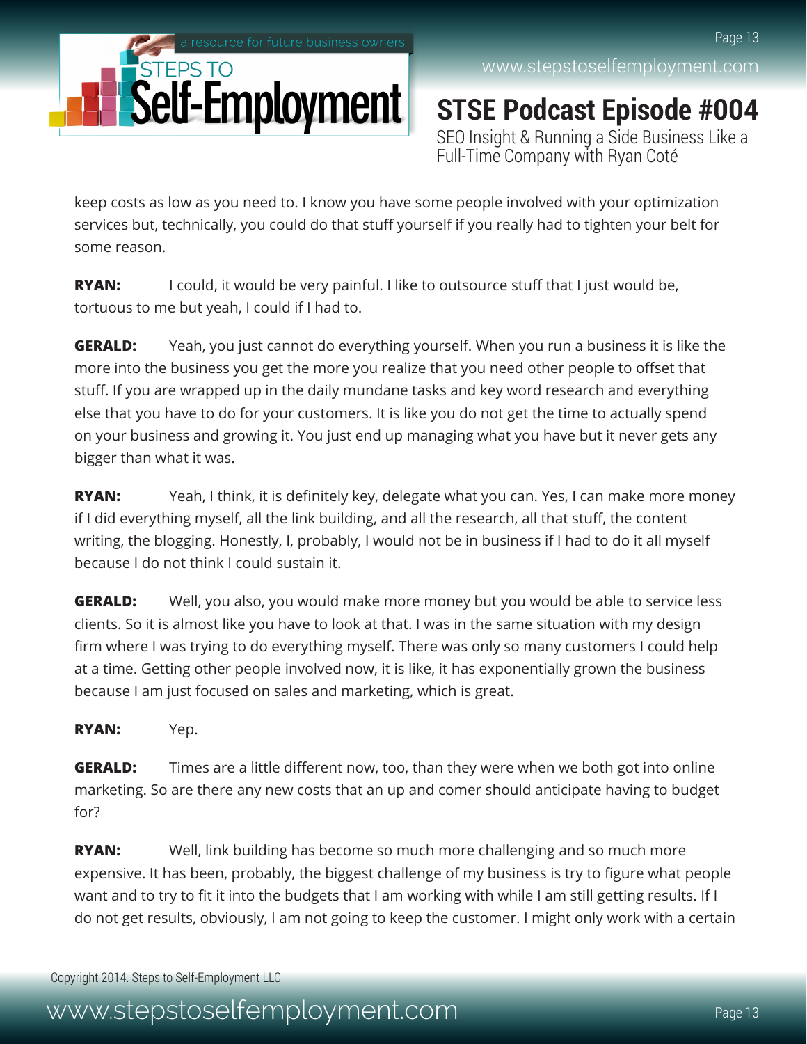keep costs as low as you need to. I know you have some people involved with your optimization services but, technically, you could do that stuff yourself if you really had to tighten your belt for some reason.

**RYAN:** I could, it would be very painful. I like to outsource stuff that I just would be, tortuous to me but yeah, I could if I had to.

**GERALD:** Yeah, you just cannot do everything yourself. When you run a business it is like the more into the business you get the more you realize that you need other people to offset that stuff. If you are wrapped up in the daily mundane tasks and key word research and everything else that you have to do for your customers. It is like you do not get the time to actually spend on your business and growing it. You just end up managing what you have but it never gets any bigger than what it was.

**RYAN:** Yeah, I think, it is definitely key, delegate what you can. Yes, I can make more money if I did everything myself, all the link building, and all the research, all that stuff, the content writing, the blogging. Honestly, I, probably, I would not be in business if I had to do it all myself because I do not think I could sustain it.

**GERALD:** Well, you also, you would make more money but you would be able to service less clients. So it is almost like you have to look at that. I was in the same situation with my design firm where I was trying to do everything myself. There was only so many customers I could help at a time. Getting other people involved now, it is like, it has exponentially grown the business because I am just focused on sales and marketing, which is great.

**RYAN:** Yep.

**GERALD:** Times are a little different now, too, than they were when we both got into online marketing. So are there any new costs that an up and comer should anticipate having to budget for?

**RYAN:** Well, link building has become so much more challenging and so much more expensive. It has been, probably, the biggest challenge of my business is try to figure what people want and to try to fit it into the budgets that I am working with while I am still getting results. If I do not get results, obviously, I am not going to keep the customer. I might only work with a certain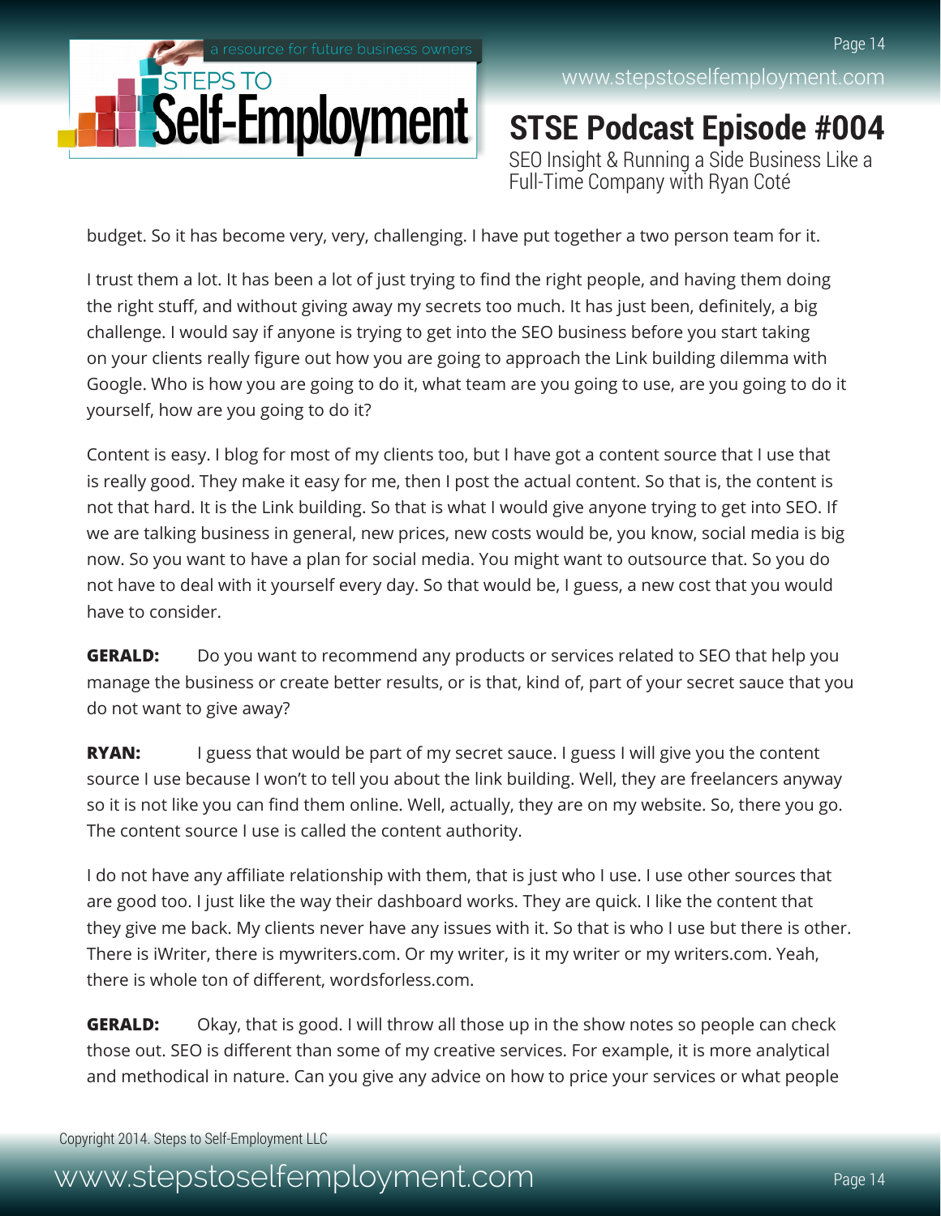budget. So it has become very, very, challenging. I have put together a two person team for it.

I trust them a lot. It has been a lot of just trying to find the right people, and having them doing the right stuff, and without giving away my secrets too much. It has just been, definitely, a big challenge. I would say if anyone is trying to get into the SEO business before you start taking on your clients really figure out how you are going to approach the Link building dilemma with Google. Who is how you are going to do it, what team are you going to use, are you going to do it yourself, how are you going to do it?

Content is easy. I blog for most of my clients too, but I have got a content source that I use that is really good. They make it easy for me, then I post the actual content. So that is, the content is not that hard. It is the Link building. So that is what I would give anyone trying to get into SEO. If we are talking business in general, new prices, new costs would be, you know, social media is big now. So you want to have a plan for social media. You might want to outsource that. So you do not have to deal with it yourself every day. So that would be, I guess, a new cost that you would have to consider.

**GERALD:** Do you want to recommend any products or services related to SEO that help you manage the business or create better results, or is that, kind of, part of your secret sauce that you do not want to give away?

**RYAN:** I guess that would be part of my secret sauce. I guess I will give you the content source I use because I won't to tell you about the link building. Well, they are freelancers anyway so it is not like you can find them online. Well, actually, they are on my website. So, there you go. The content source I use is called the content authority.

I do not have any affiliate relationship with them, that is just who I use. I use other sources that are good too. I just like the way their dashboard works. They are quick. I like the content that they give me back. My clients never have any issues with it. So that is who I use but there is other. There is iWriter, there is mywriters.com. Or my writer, is it my writer or my writers.com. Yeah, there is whole ton of different, wordsforless.com.

**GERALD:** Okay, that is good. I will throw all those up in the show notes so people can check those out. SEO is different than some of my creative services. For example, it is more analytical and methodical in nature. Can you give any advice on how to price your services or what people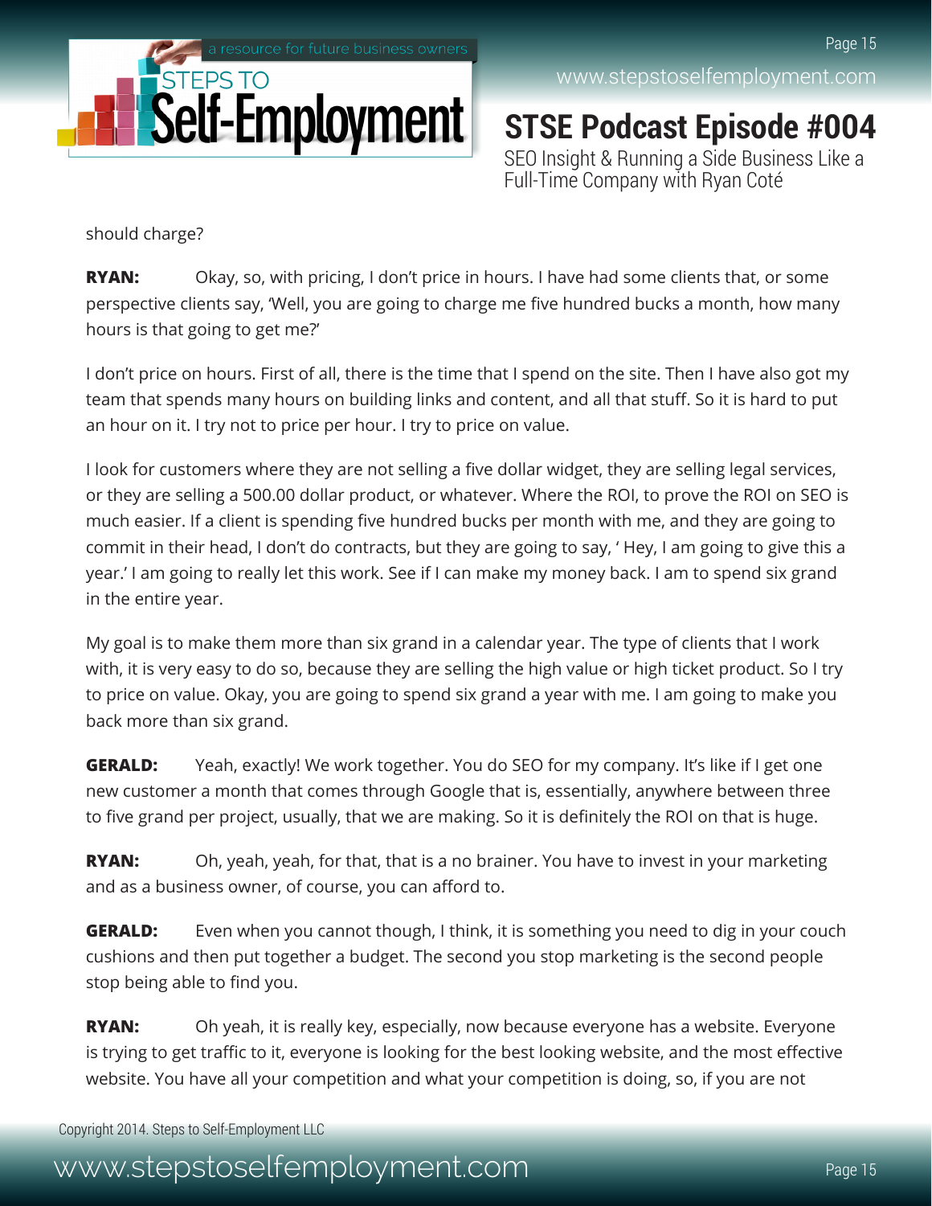should charge?

**RYAN:** Okay, so, with pricing, I don't price in hours. I have had some clients that, or some perspective clients say, 'Well, you are going to charge me five hundred bucks a month, how many hours is that going to get me?'

I don't price on hours. First of all, there is the time that I spend on the site. Then I have also got my team that spends many hours on building links and content, and all that stuff. So it is hard to put an hour on it. I try not to price per hour. I try to price on value.

I look for customers where they are not selling a five dollar widget, they are selling legal services, or they are selling a 500.00 dollar product, or whatever. Where the ROI, to prove the ROI on SEO is much easier. If a client is spending five hundred bucks per month with me, and they are going to commit in their head, I don't do contracts, but they are going to say, ' Hey, I am going to give this a year.' I am going to really let this work. See if I can make my money back. I am to spend six grand in the entire year.

My goal is to make them more than six grand in a calendar year. The type of clients that I work with, it is very easy to do so, because they are selling the high value or high ticket product. So I try to price on value. Okay, you are going to spend six grand a year with me. I am going to make you back more than six grand.

**GERALD:** Yeah, exactly! We work together. You do SEO for my company. It's like if I get one new customer a month that comes through Google that is, essentially, anywhere between three to five grand per project, usually, that we are making. So it is definitely the ROI on that is huge.

**RYAN:** Oh, yeah, yeah, for that, that is a no brainer. You have to invest in your marketing and as a business owner, of course, you can afford to.

**GERALD:** Even when you cannot though, I think, it is something you need to dig in your couch cushions and then put together a budget. The second you stop marketing is the second people stop being able to find you.

**RYAN:** Oh yeah, it is really key, especially, now because everyone has a website. Everyone is trying to get traffic to it, everyone is looking for the best looking website, and the most effective website. You have all your competition and what your competition is doing, so, if you are not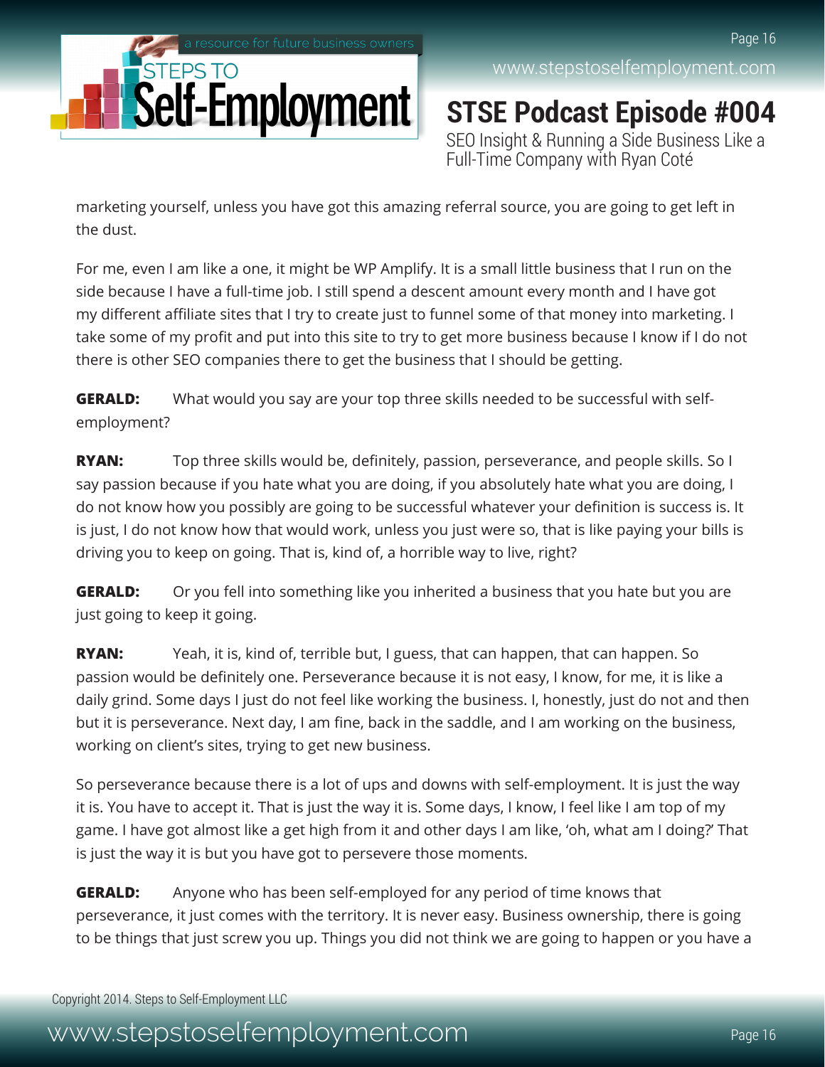marketing yourself, unless you have got this amazing referral source, you are going to get left in the dust.

For me, even I am like a one, it might be WP Amplify. It is a small little business that I run on the side because I have a full-time job. I still spend a descent amount every month and I have got my different affiliate sites that I try to create just to funnel some of that money into marketing. I take some of my profit and put into this site to try to get more business because I know if I do not there is other SEO companies there to get the business that I should be getting.

**GERALD:** What would you say are your top three skills needed to be successful with self-employment?

**RYAN:** Top three skills would be, definitely, passion, perseverance, and people skills. So I say passion because if you hate what you are doing, if you absolutely hate what you are doing, I do not know how you possibly are going to be successful whatever your definition is success is. It is just, I do not know how that would work, unless you just were so, that is like paying your bills is driving you to keep on going. That is, kind of, a horrible way to live, right?

**GERALD:** Or you fell into something like you inherited a business that you hate but you are just going to keep it going.

**RYAN:** Yeah, it is, kind of, terrible but, I guess, that can happen, that can happen. So passion would be definitely one. Perseverance because it is not easy, I know, for me, it is like a daily grind. Some days I just do not feel like working the business. I, honestly, just do not and then but it is perseverance. Next day, I am fine, back in the saddle, and I am working on the business, working on client's sites, trying to get new business.

So perseverance because there is a lot of ups and downs with self-employment. It is just the way it is. You have to accept it. That is just the way it is. Some days, I know, I feel like I am top of my game. I have got almost like a get high from it and other days I am like, 'oh, what am I doing?' That is just the way it is but you have got to persevere those moments.

**GERALD:** Anyone who has been self-employed for any period of time knows that perseverance, it just comes with the territory. It is never easy. Business ownership, there is going to be things that just screw you up. Things you did not think we are going to happen or you have a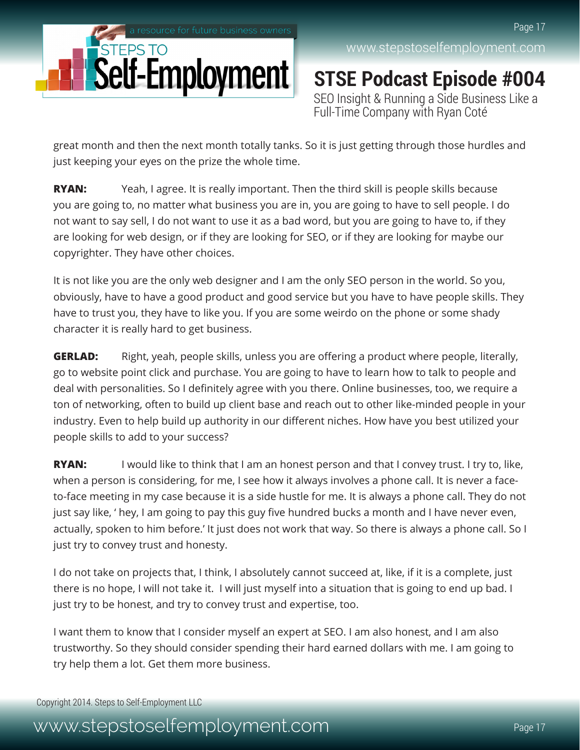great month and then the next month totally tanks. So it is just getting through those hurdles and just keeping your eyes on the prize the whole time.

**RYAN:** Yeah, I agree. It is really important. Then the third skill is people skills because you are going to, no matter what business you are in, you are going to have to sell people. I do not want to say sell, I do not want to use it as a bad word, but you are going to have to, if they are looking for web design, or if they are looking for SEO, or if they are looking for maybe our copyrighter. They have other choices.

It is not like you are the only web designer and I am the only SEO person in the world. So you, obviously, have to have a good product and good service but you have to have people skills. They have to trust you, they have to like you. If you are some weirdo on the phone or some shady character it is really hard to get business.

**GERLAD:** Right, yeah, people skills, unless you are offering a product where people, literally, go to website point click and purchase. You are going to have to learn how to talk to people and deal with personalities. So I definitely agree with you there. Online businesses, too, we require a ton of networking, often to build up client base and reach out to other like-minded people in your industry. Even to help build up authority in our different niches. How have you best utilized your people skills to add to your success?

**RYAN:** I would like to think that I am an honest person and that I convey trust. I try to, like, when a person is considering, for me, I see how it always involves a phone call. It is never a face-to-face meeting in my case because it is a side hustle for me. It is always a phone call. They do not just say like, ' hey, I am going to pay this guy five hundred bucks a month and I have never even, actually, spoken to him before.' It just does not work that way. So there is always a phone call. So I just try to convey trust and honesty.

I do not take on projects that, I think, I absolutely cannot succeed at, like, if it is a complete, just there is no hope, I will not take it. I will just myself into a situation that is going to end up bad. I just try to be honest, and try to convey trust and expertise, too.

I want them to know that I consider myself an expert at SEO. I am also honest, and I am also trustworthy. So they should consider spending their hard earned dollars with me. I am going to try help them a lot. Get them more business.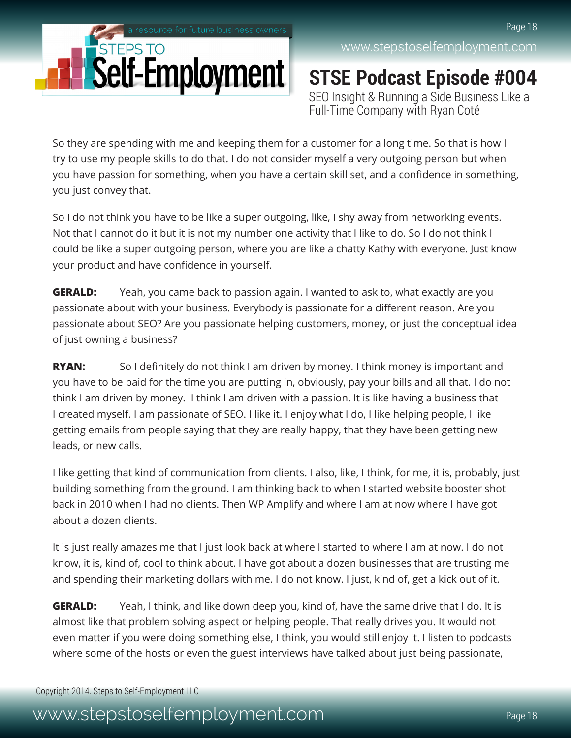So they are spending with me and keeping them for a customer for a long time. So that is how I try to use my people skills to do that. I do not consider myself a very outgoing person but when you have passion for something, when you have a certain skill set, and a confidence in something, you just convey that.

So I do not think you have to be like a super outgoing, like, I shy away from networking events. Not that I cannot do it but it is not my number one activity that I like to do. So I do not think I could be like a super outgoing person, where you are like a chatty Kathy with everyone. Just know your product and have confidence in yourself.

**GERALD:** Yeah, you came back to passion again. I wanted to ask to, what exactly are you passionate about with your business. Everybody is passionate for a different reason. Are you passionate about SEO? Are you passionate helping customers, money, or just the conceptual idea of just owning a business?

**RYAN:** So I definitely do not think I am driven by money. I think money is important and you have to be paid for the time you are putting in, obviously, pay your bills and all that. I do not think I am driven by money. I think I am driven with a passion. It is like having a business that I created myself. I am passionate of SEO. I like it. I enjoy what I do, I like helping people, I like getting emails from people saying that they are really happy, that they have been getting new leads, or new calls.

I like getting that kind of communication from clients. I also, like, I think, for me, it is, probably, just building something from the ground. I am thinking back to when I started website booster shot back in 2010 when I had no clients. Then WP Amplify and where I am at now where I have got about a dozen clients.

It is just really amazes me that I just look back at where I started to where I am at now. I do not know, it is, kind of, cool to think about. I have got about a dozen businesses that are trusting me and spending their marketing dollars with me. I do not know. I just, kind of, get a kick out of it.

**GERALD:** Yeah, I think, and like down deep you, kind of, have the same drive that I do. It is almost like that problem solving aspect or helping people. That really drives you. It would not even matter if you were doing something else, I think, you would still enjoy it. I listen to podcasts where some of the hosts or even the guest interviews have talked about just being passionate,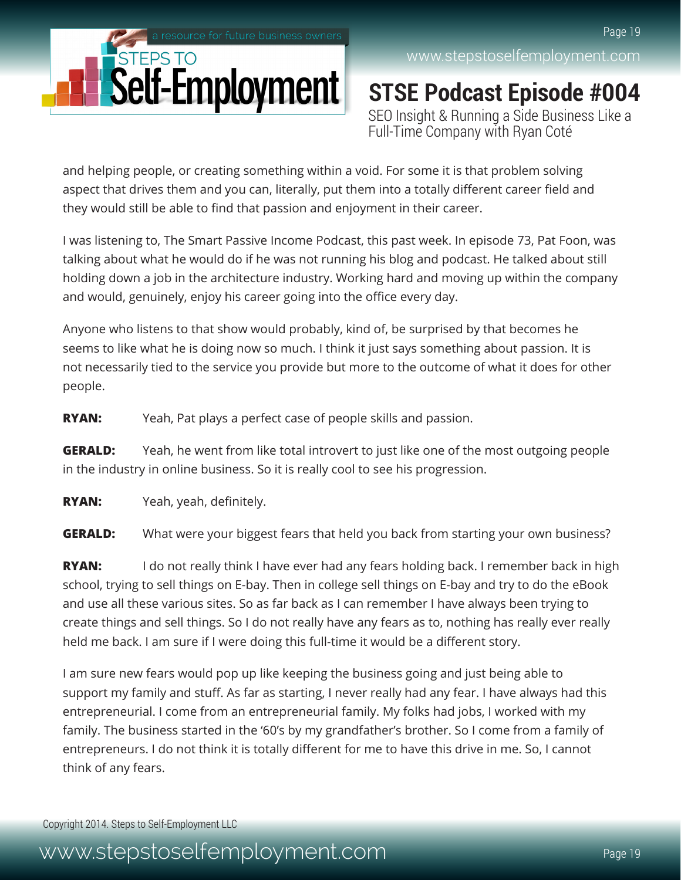and helping people, or creating something within a void. For some it is that problem solving aspect that drives them and you can, literally, put them into a totally different career field and they would still be able to find that passion and enjoyment in their career.

I was listening to, The Smart Passive Income Podcast, this past week. In episode 73, Pat Foon, was talking about what he would do if he was not running his blog and podcast. He talked about still holding down a job in the architecture industry. Working hard and moving up within the company and would, genuinely, enjoy his career going into the office every day.

Anyone who listens to that show would probably, kind of, be surprised by that becomes he seems to like what he is doing now so much. I think it just says something about passion. It is not necessarily tied to the service you provide but more to the outcome of what it does for other people.

**RYAN:** Yeah, Pat plays a perfect case of people skills and passion.

**GERALD:** Yeah, he went from like total introvert to just like one of the most outgoing people in the industry in online business. So it is really cool to see his progression.

**RYAN:** Yeah, yeah, definitely.

**GERALD:** What were your biggest fears that held you back from starting your own business?

**RYAN:** I do not really think I have ever had any fears holding back. I remember back in high school, trying to sell things on E-bay. Then in college sell things on E-bay and try to do the eBook and use all these various sites. So as far back as I can remember I have always been trying to create things and sell things. So I do not really have any fears as to, nothing has really ever really held me back. I am sure if I were doing this full-time it would be a different story.

I am sure new fears would pop up like keeping the business going and just being able to support my family and stuff. As far as starting, I never really had any fear. I have always had this entrepreneurial. I come from an entrepreneurial family. My folks had jobs, I worked with my family. The business started in the '60's by my grandfather's brother. So I come from a family of entrepreneurs. I do not think it is totally different for me to have this drive in me. So, I cannot think of any fears.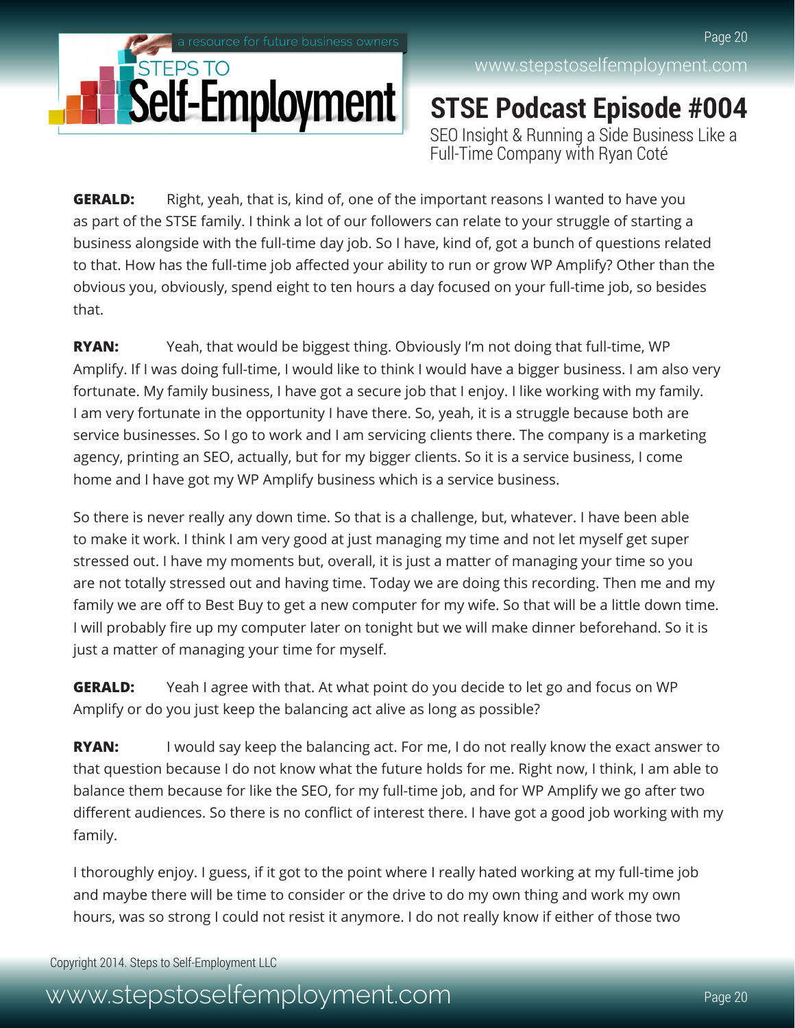**GERALD:** Right, yeah, that is, kind of, one of the important reasons I wanted to have you as part of the STSE family. I think a lot of our followers can relate to your struggle of starting a business alongside with the full-time day job. So I have, kind of, got a bunch of questions related to that. How has the full-time job affected your ability to run or grow WP Amplify? Other than the obvious you, obviously, spend eight to ten hours a day focused on your full-time job, so besides that.

**RYAN:** Yeah, that would be biggest thing. Obviously I'm not doing that full-time, WP Amplify. If I was doing full-time, I would like to think I would have a bigger business. I am also very fortunate. My family business, I have got a secure job that I enjoy. I like working with my family. I am very fortunate in the opportunity I have there. So, yeah, it is a struggle because both are service businesses. So I go to work and I am servicing clients there. The company is a marketing agency, printing an SEO, actually, but for my bigger clients. So it is a service business, I come home and I have got my WP Amplify business which is a service business.

So there is never really any down time. So that is a challenge, but, whatever. I have been able to make it work. I think I am very good at just managing my time and not let myself get super stressed out. I have my moments but, overall, it is just a matter of managing your time so you are not totally stressed out and having time. Today we are doing this recording. Then me and my family we are off to Best Buy to get a new computer for my wife. So that will be a little down time. I will probably fire up my computer later on tonight but we will make dinner beforehand. So it is just a matter of managing your time for myself.

**GERALD:** Yeah I agree with that. At what point do you decide to let go and focus on WP Amplify or do you just keep the balancing act alive as long as possible?

**RYAN:** I would say keep the balancing act. For me, I do not really know the exact answer to that question because I do not know what the future holds for me. Right now, I think, I am able to balance them because for like the SEO, for my full-time job, and for WP Amplify we go after two different audiences. So there is no conflict of interest there. I have got a good job working with my family.

I thoroughly enjoy. I guess, if it got to the point where I really hated working at my full-time job and maybe there will be time to consider or the drive to do my own thing and work my own hours, was so strong I could not resist it anymore. I do not really know if either of those two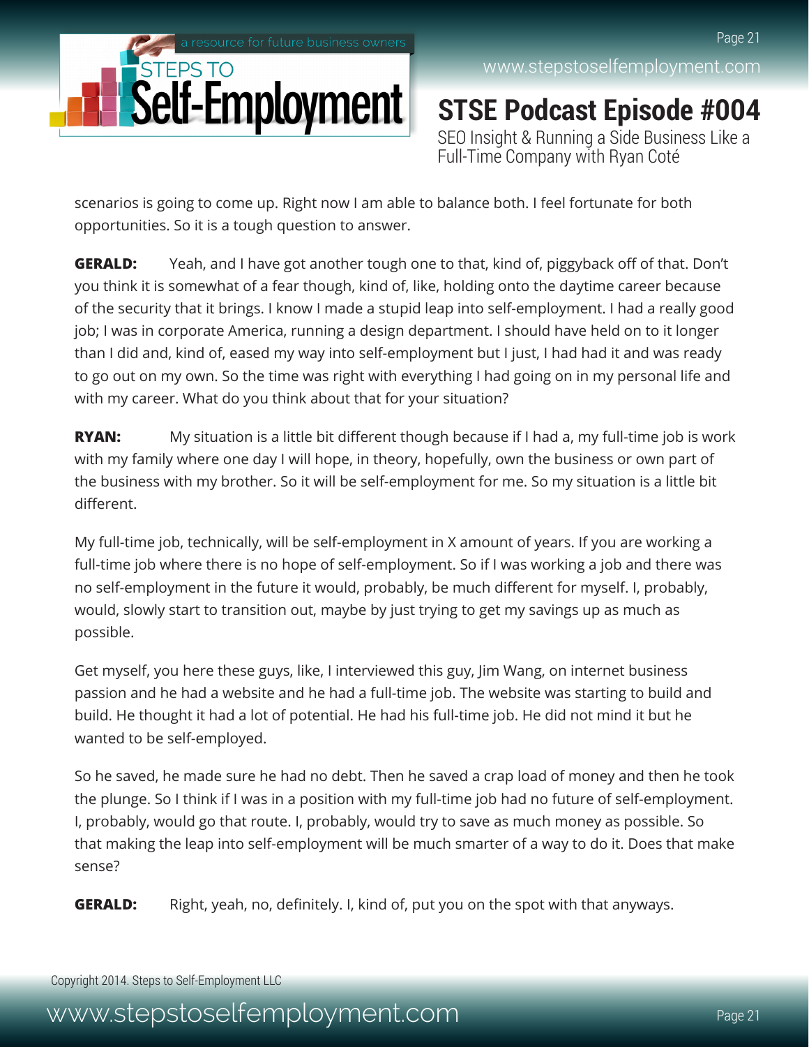scenarios is going to come up. Right now I am able to balance both. I feel fortunate for both opportunities. So it is a tough question to answer.

**GERALD:** Yeah, and I have got another tough one to that, kind of, piggyback off of that. Don't you think it is somewhat of a fear though, kind of, like, holding onto the daytime career because of the security that it brings. I know I made a stupid leap into self-employment. I had a really good job; I was in corporate America, running a design department. I should have held on to it longer than I did and, kind of, eased my way into self-employment but I just, I had had it and was ready to go out on my own. So the time was right with everything I had going on in my personal life and with my career. What do you think about that for your situation?

**RYAN:** My situation is a little bit different though because if I had a, my full-time job is work with my family where one day I will hope, in theory, hopefully, own the business or own part of the business with my brother. So it will be self-employment for me. So my situation is a little bit different.

My full-time job, technically, will be self-employment in X amount of years. If you are working a full-time job where there is no hope of self-employment. So if I was working a job and there was no self-employment in the future it would, probably, be much different for myself. I, probably, would, slowly start to transition out, maybe by just trying to get my savings up as much as possible.

Get myself, you here these guys, like, I interviewed this guy, Jim Wang, on internet business passion and he had a website and he had a full-time job. The website was starting to build and build. He thought it had a lot of potential. He had his full-time job. He did not mind it but he wanted to be self-employed.

So he saved, he made sure he had no debt. Then he saved a crap load of money and then he took the plunge. So I think if I was in a position with my full-time job had no future of self-employment. I, probably, would go that route. I, probably, would try to save as much money as possible. So that making the leap into self-employment will be much smarter of a way to do it. Does that make sense?

**GERALD:** Right, yeah, no, definitely. I, kind of, put you on the spot with that anyways.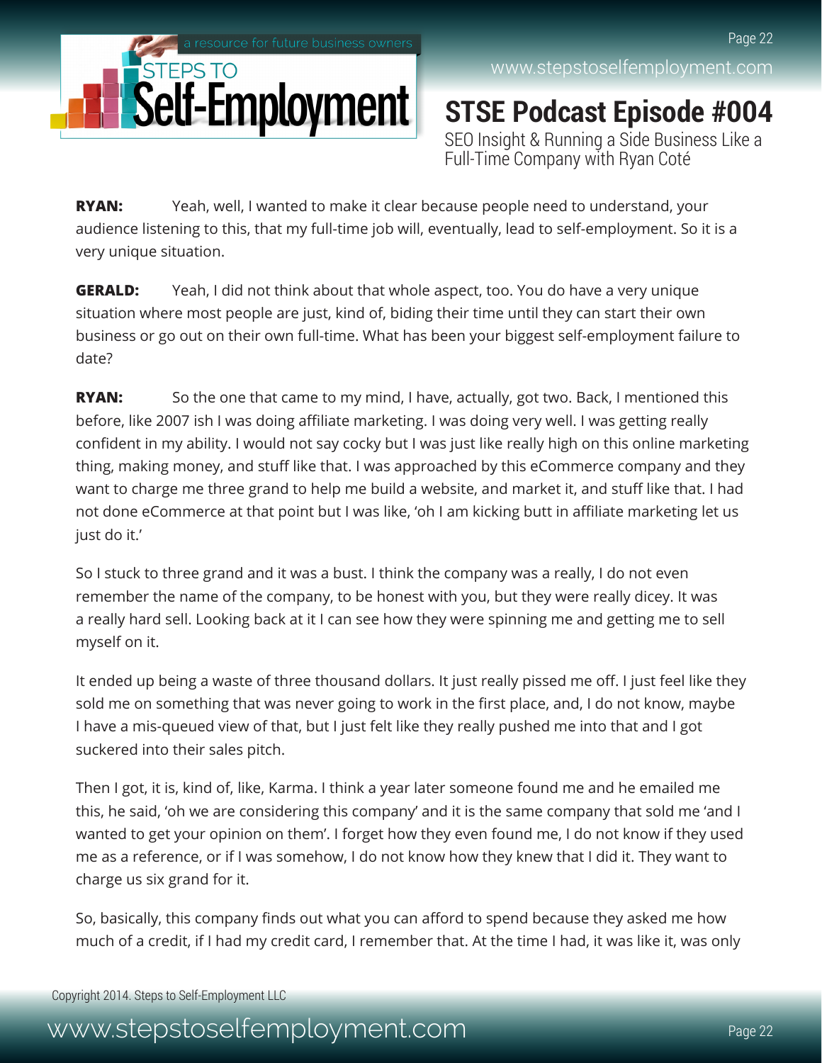**RYAN:** Yeah, well, I wanted to make it clear because people need to understand, your audience listening to this, that my full-time job will, eventually, lead to self-employment. So it is a very unique situation.

**GERALD:** Yeah, I did not think about that whole aspect, too. You do have a very unique situation where most people are just, kind of, biding their time until they can start their own business or go out on their own full-time. What has been your biggest self-employment failure to date?

**RYAN:** So the one that came to my mind, I have, actually, got two. Back, I mentioned this before, like 2007 ish I was doing affiliate marketing. I was doing very well. I was getting really confident in my ability. I would not say cocky but I was just like really high on this online marketing thing, making money, and stuff like that. I was approached by this eCommerce company and they want to charge me three grand to help me build a website, and market it, and stuff like that. I had not done eCommerce at that point but I was like, 'oh I am kicking butt in affiliate marketing let us just do it.'

So I stuck to three grand and it was a bust. I think the company was a really, I do not even remember the name of the company, to be honest with you, but they were really dicey. It was a really hard sell. Looking back at it I can see how they were spinning me and getting me to sell myself on it.

It ended up being a waste of three thousand dollars. It just really pissed me off. I just feel like they sold me on something that was never going to work in the first place, and, I do not know, maybe I have a mis-queued view of that, but I just felt like they really pushed me into that and I got suckered into their sales pitch.

Then I got, it is, kind of, like, Karma. I think a year later someone found me and he emailed me this, he said, 'oh we are considering this company' and it is the same company that sold me 'and I wanted to get your opinion on them'. I forget how they even found me, I do not know if they used me as a reference, or if I was somehow, I do not know how they knew that I did it. They want to charge us six grand for it.

So, basically, this company finds out what you can afford to spend because they asked me how much of a credit, if I had my credit card, I remember that. At the time I had, it was like it, was only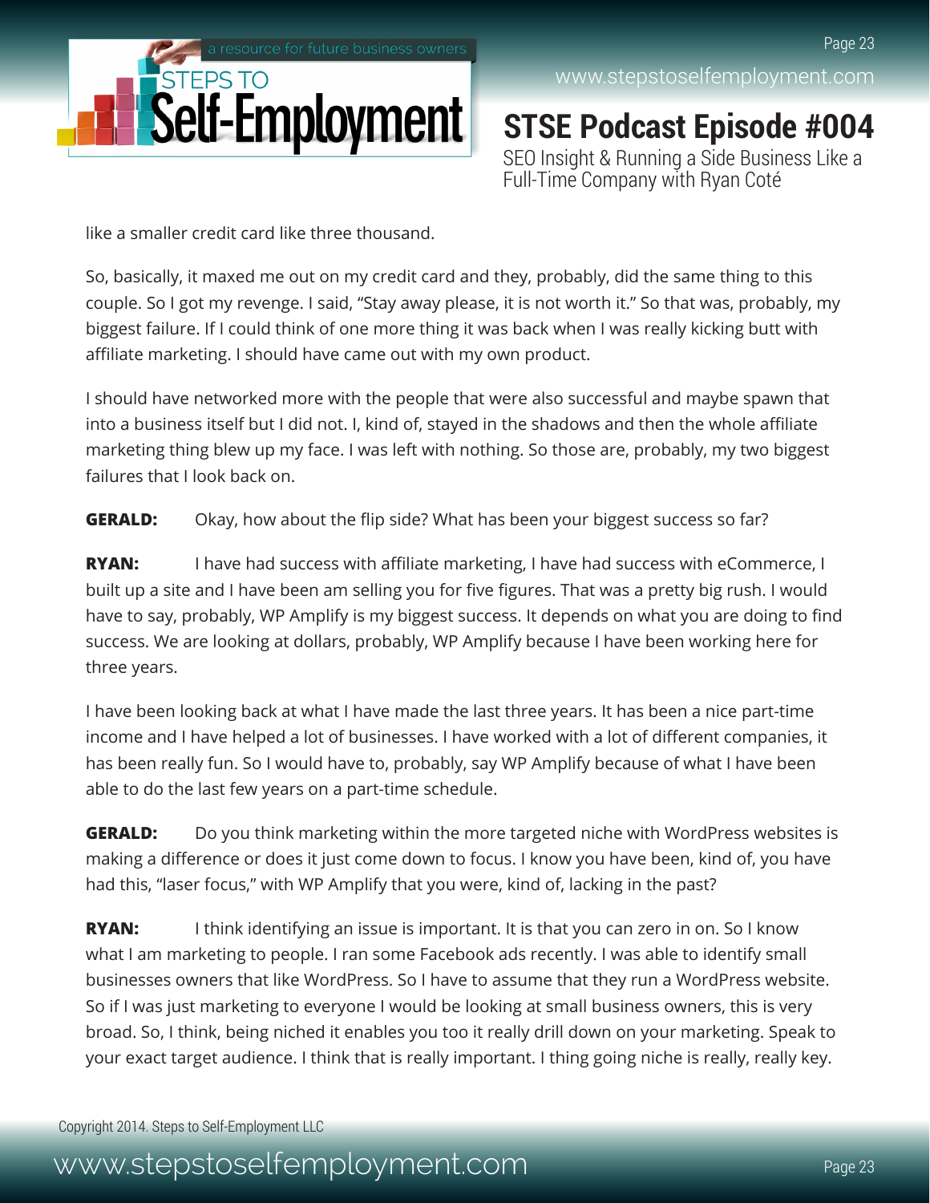like a smaller credit card like three thousand.

So, basically, it maxed me out on my credit card and they, probably, did the same thing to this couple. So I got my revenge. I said, "Stay away please, it is not worth it." So that was, probably, my biggest failure. If I could think of one more thing it was back when I was really kicking butt with affiliate marketing. I should have came out with my own product.

I should have networked more with the people that were also successful and maybe spawn that into a business itself but I did not. I, kind of, stayed in the shadows and then the whole affiliate marketing thing blew up my face. I was left with nothing. So those are, probably, my two biggest failures that I look back on.

**GERALD:** Okay, how about the flip side? What has been your biggest success so far?

**RYAN:** I have had success with affiliate marketing, I have had success with eCommerce, I built up a site and I have been am selling you for five figures. That was a pretty big rush. I would have to say, probably, WP Amplify is my biggest success. It depends on what you are doing to find success. We are looking at dollars, probably, WP Amplify because I have been working here for three years.

I have been looking back at what I have made the last three years. It has been a nice part-time income and I have helped a lot of businesses. I have worked with a lot of different companies, it has been really fun. So I would have to, probably, say WP Amplify because of what I have been able to do the last few years on a part-time schedule.

**GERALD:** Do you think marketing within the more targeted niche with WordPress websites is making a difference or does it just come down to focus. I know you have been, kind of, you have had this, "laser focus," with WP Amplify that you were, kind of, lacking in the past?

**RYAN:** I think identifying an issue is important. It is that you can zero in on. So I know what I am marketing to people. I ran some Facebook ads recently. I was able to identify small businesses owners that like WordPress. So I have to assume that they run a WordPress website. So if I was just marketing to everyone I would be looking at small business owners, this is very broad. So, I think, being niched it enables you too it really drill down on your marketing. Speak to your exact target audience. I think that is really important. I thing going niche is really, really key.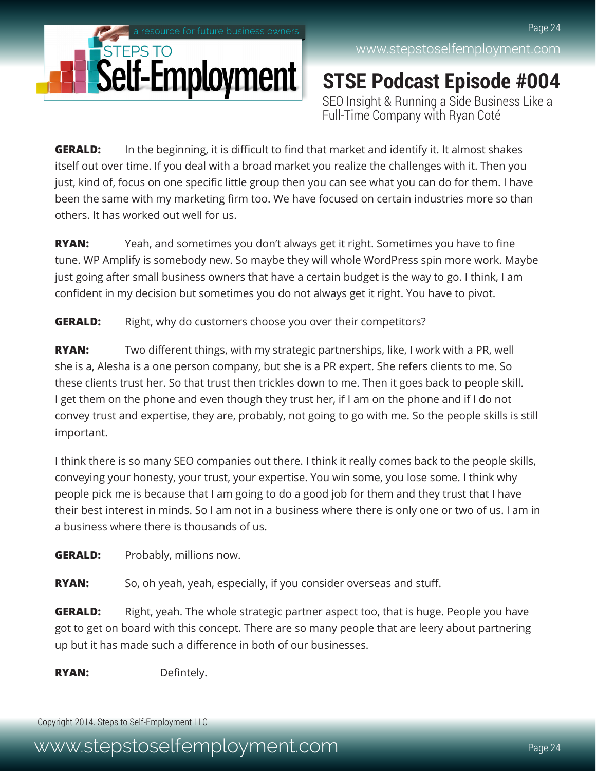**GERALD:** In the beginning, it is difficult to find that market and identify it. It almost shakes itself out over time. If you deal with a broad market you realize the challenges with it. Then you just, kind of, focus on one specific little group then you can see what you can do for them. I have been the same with my marketing firm too. We have focused on certain industries more so than others. It has worked out well for us.

**RYAN:** Yeah, and sometimes you don't always get it right. Sometimes you have to fine tune. WP Amplify is somebody new. So maybe they will whole WordPress spin more work. Maybe just going after small business owners that have a certain budget is the way to go. I think, I am confident in my decision but sometimes you do not always get it right. You have to pivot.

**GERALD:** Right, why do customers choose you over their competitors?

**RYAN:** Two different things, with my strategic partnerships, like, I work with a PR, well she is a, Alesha is a one person company, but she is a PR expert. She refers clients to me. So these clients trust her. So that trust then trickles down to me. Then it goes back to people skill. I get them on the phone and even though they trust her, if I am on the phone and if I do not convey trust and expertise, they are, probably, not going to go with me. So the people skills is still important.

I think there is so many SEO companies out there. I think it really comes back to the people skills, conveying your honesty, your trust, your expertise. You win some, you lose some. I think why people pick me is because that I am going to do a good job for them and they trust that I have their best interest in minds. So I am not in a business where there is only one or two of us. I am in a business where there is thousands of us.

**GERALD:** Probably, millions now.

**RYAN:** So, oh yeah, yeah, especially, if you consider overseas and stuff.

**GERALD:** Right, yeah. The whole strategic partner aspect too, that is huge. People you have got to get on board with this concept. There are so many people that are leery about partnering up but it has made such a difference in both of our businesses.

**RYAN:** Defintely.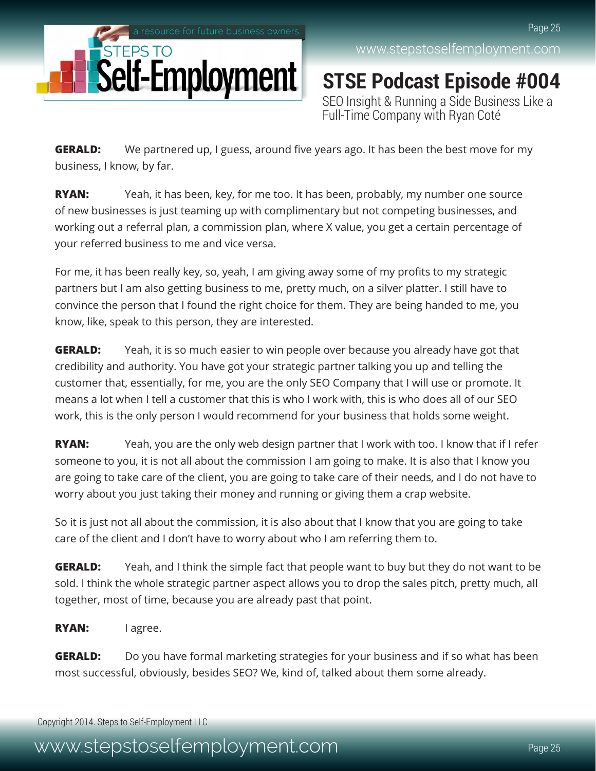**GERALD:** We partnered up, I guess, around five years ago. It has been the best move for my business, I know, by far.

**RYAN:** Yeah, it has been, key, for me too. It has been, probably, my number one source of new businesses is just teaming up with complimentary but not competing businesses, and working out a referral plan, a commission plan, where X value, you get a certain percentage of your referred business to me and vice versa.

For me, it has been really key, so, yeah, I am giving away some of my profits to my strategic partners but I am also getting business to me, pretty much, on a silver platter. I still have to convince the person that I found the right choice for them. They are being handed to me, you know, like, speak to this person, they are interested.

**GERALD:** Yeah, it is so much easier to win people over because you already have got that credibility and authority. You have got your strategic partner talking you up and telling the customer that, essentially, for me, you are the only SEO Company that I will use or promote. It means a lot when I tell a customer that this is who I work with, this is who does all of our SEO work, this is the only person I would recommend for your business that holds some weight.

**RYAN:** Yeah, you are the only web design partner that I work with too. I know that if I refer someone to you, it is not all about the commission I am going to make. It is also that I know you are going to take care of the client, you are going to take care of their needs, and I do not have to worry about you just taking their money and running or giving them a crap website.

So it is just not all about the commission, it is also about that I know that you are going to take care of the client and I don't have to worry about who I am referring them to.

**GERALD:** Yeah, and I think the simple fact that people want to buy but they do not want to be sold. I think the whole strategic partner aspect allows you to drop the sales pitch, pretty much, all together, most of time, because you are already past that point.

**RYAN:** I agree.

**GERALD:** Do you have formal marketing strategies for your business and if so what has been most successful, obviously, besides SEO? We, kind of, talked about them some already.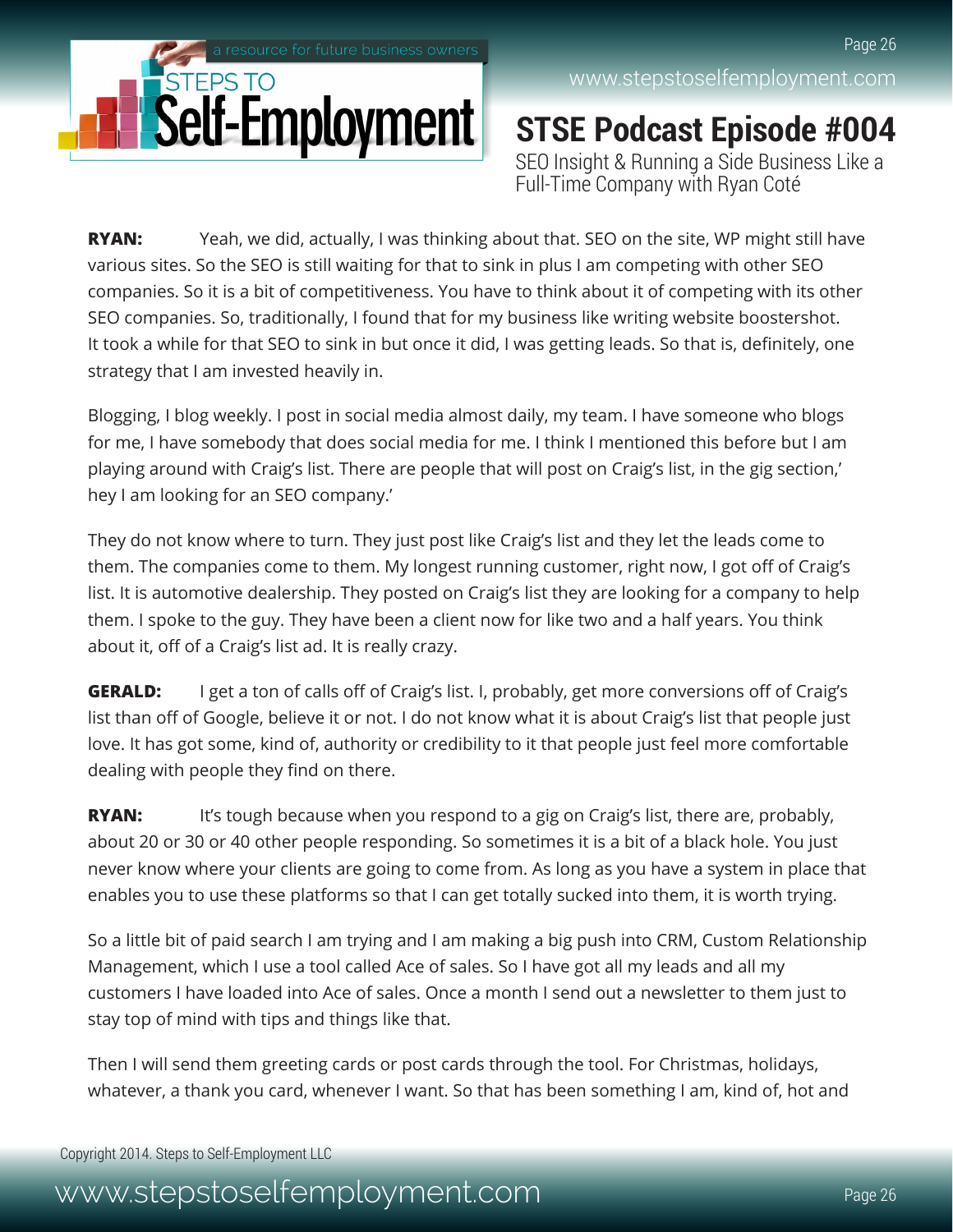**RYAN:** Yeah, we did, actually, I was thinking about that. SEO on the site, WP might still have various sites. So the SEO is still waiting for that to sink in plus I am competing with other SEO companies. So it is a bit of competitiveness. You have to think about it of competing with its other SEO companies. So, traditionally, I found that for my business like writing website boostershot. It took a while for that SEO to sink in but once it did, I was getting leads. So that is, definitely, one strategy that I am invested heavily in.

Blogging, I blog weekly. I post in social media almost daily, my team. I have someone who blogs for me, I have somebody that does social media for me. I think I mentioned this before but I am playing around with Craig's list. There are people that will post on Craig's list, in the gig section,' hey I am looking for an SEO company.'

They do not know where to turn. They just post like Craig's list and they let the leads come to them. The companies come to them. My longest running customer, right now, I got off of Craig's list. It is automotive dealership. They posted on Craig's list they are looking for a company to help them. I spoke to the guy. They have been a client now for like two and a half years. You think about it, off of a Craig's list ad. It is really crazy.

**GERALD:** I get a ton of calls off of Craig's list. I, probably, get more conversions off of Craig's list than off of Google, believe it or not. I do not know what it is about Craig's list that people just love. It has got some, kind of, authority or credibility to it that people just feel more comfortable dealing with people they find on there.

**RYAN:** It's tough because when you respond to a gig on Craig's list, there are, probably, about 20 or 30 or 40 other people responding. So sometimes it is a bit of a black hole. You just never know where your clients are going to come from. As long as you have a system in place that enables you to use these platforms so that I can get totally sucked into them, it is worth trying.

So a little bit of paid search I am trying and I am making a big push into CRM, Custom Relationship Management, which I use a tool called Ace of sales. So I have got all my leads and all my customers I have loaded into Ace of sales. Once a month I send out a newsletter to them just to stay top of mind with tips and things like that.

Then I will send them greeting cards or post cards through the tool. For Christmas, holidays, whatever, a thank you card, whenever I want. So that has been something I am, kind of, hot and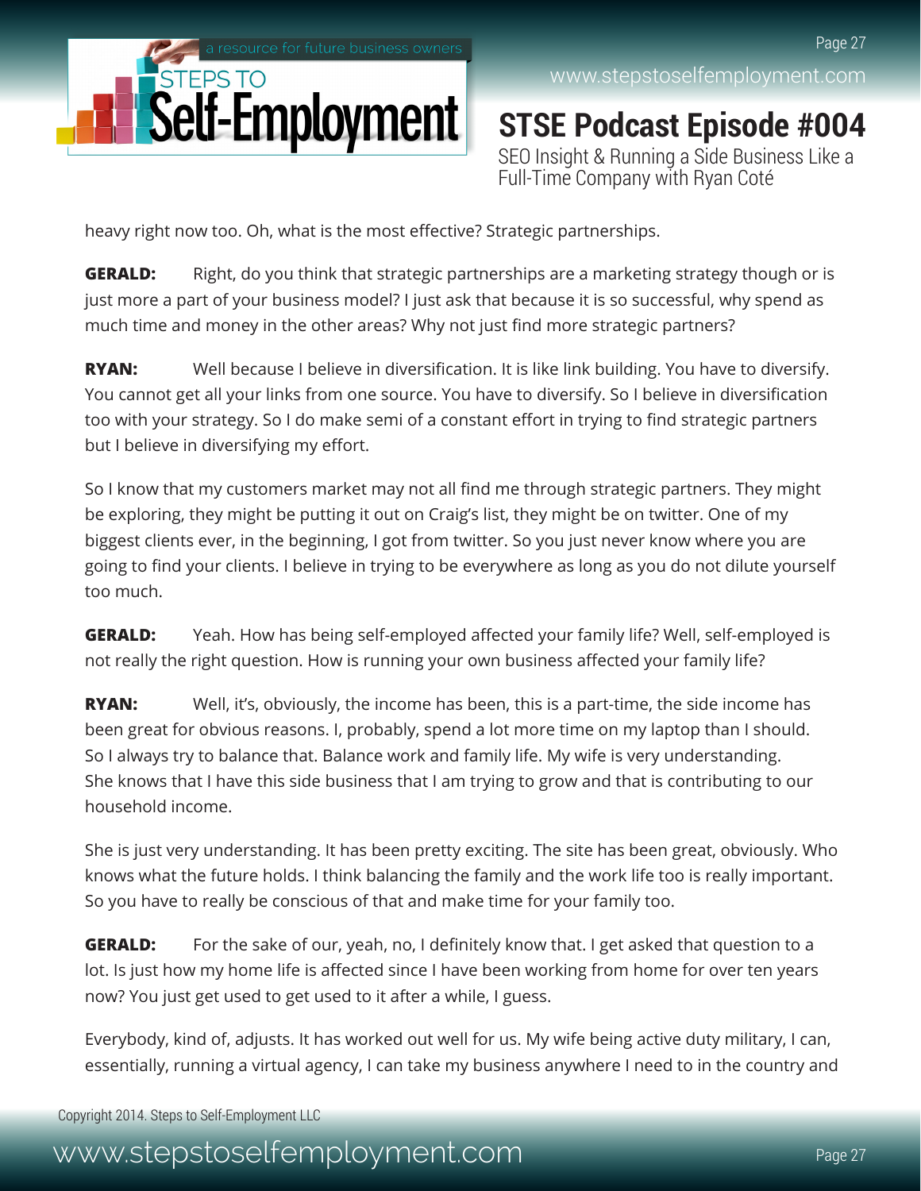heavy right now too. Oh, what is the most effective? Strategic partnerships.

**GERALD:** Right, do you think that strategic partnerships are a marketing strategy though or is just more a part of your business model? I just ask that because it is so successful, why spend as much time and money in the other areas? Why not just find more strategic partners?

**RYAN:** Well because I believe in diversification. It is like link building. You have to diversify. You cannot get all your links from one source. You have to diversify. So I believe in diversification too with your strategy. So I do make semi of a constant effort in trying to find strategic partners but I believe in diversifying my effort.

So I know that my customers market may not all find me through strategic partners. They might be exploring, they might be putting it out on Craig's list, they might be on twitter. One of my biggest clients ever, in the beginning, I got from twitter. So you just never know where you are going to find your clients. I believe in trying to be everywhere as long as you do not dilute yourself too much.

**GERALD:** Yeah. How has being self-employed affected your family life? Well, self-employed is not really the right question. How is running your own business affected your family life?

**RYAN:** Well, it's, obviously, the income has been, this is a part-time, the side income has been great for obvious reasons. I, probably, spend a lot more time on my laptop than I should. So I always try to balance that. Balance work and family life. My wife is very understanding. She knows that I have this side business that I am trying to grow and that is contributing to our household income.

She is just very understanding. It has been pretty exciting. The site has been great, obviously. Who knows what the future holds. I think balancing the family and the work life too is really important. So you have to really be conscious of that and make time for your family too.

**GERALD:** For the sake of our, yeah, no, I definitely know that. I get asked that question to a lot. Is just how my home life is affected since I have been working from home for over ten years now? You just get used to get used to it after a while, I guess.

Everybody, kind of, adjusts. It has worked out well for us. My wife being active duty military, I can, essentially, running a virtual agency, I can take my business anywhere I need to in the country and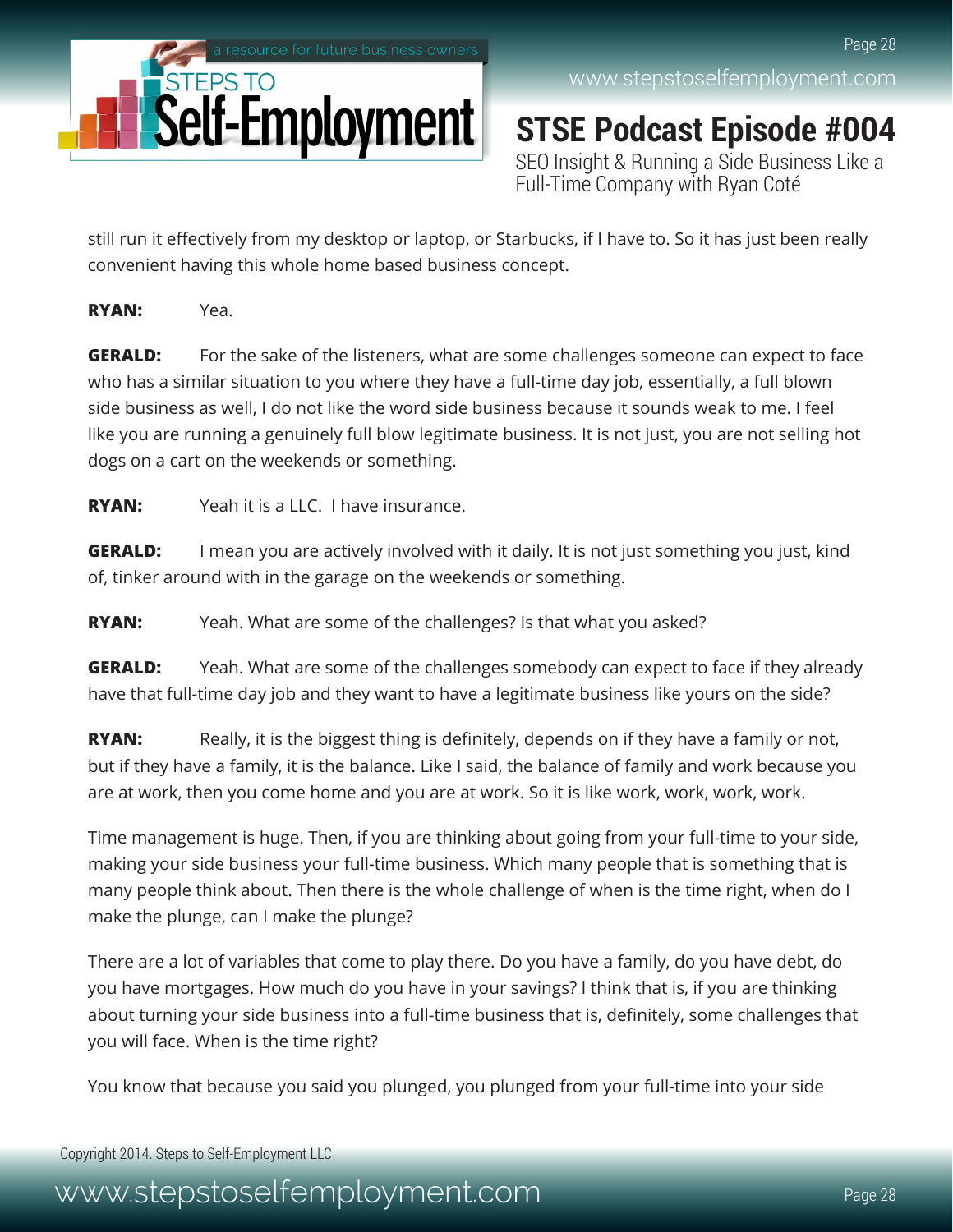still run it effectively from my desktop or laptop, or Starbucks, if I have to. So it has just been really convenient having this whole home based business concept.

**RYAN:** Yea.

**GERALD:** For the sake of the listeners, what are some challenges someone can expect to face who has a similar situation to you where they have a full-time day job, essentially, a full blown side business as well, I do not like the word side business because it sounds weak to me. I feel like you are running a genuinely full blow legitimate business. It is not just, you are not selling hot dogs on a cart on the weekends or something.

**RYAN:** Yeah it is a LLC. I have insurance.

**GERALD:** I mean you are actively involved with it daily. It is not just something you just, kind of, tinker around with in the garage on the weekends or something.

**RYAN:** Yeah. What are some of the challenges? Is that what you asked?

**GERALD:** Yeah. What are some of the challenges somebody can expect to face if they already have that full-time day job and they want to have a legitimate business like yours on the side?

**RYAN:** Really, it is the biggest thing is definitely, depends on if they have a family or not, but if they have a family, it is the balance. Like I said, the balance of family and work because you are at work, then you come home and you are at work. So it is like work, work, work, work.

Time management is huge. Then, if you are thinking about going from your full-time to your side, making your side business your full-time business. Which many people that is something that is many people think about. Then there is the whole challenge of when is the time right, when do I make the plunge, can I make the plunge?

There are a lot of variables that come to play there. Do you have a family, do you have debt, do you have mortgages. How much do you have in your savings? I think that is, if you are thinking about turning your side business into a full-time business that is, definitely, some challenges that you will face. When is the time right?

You know that because you said you plunged, you plunged from your full-time into your side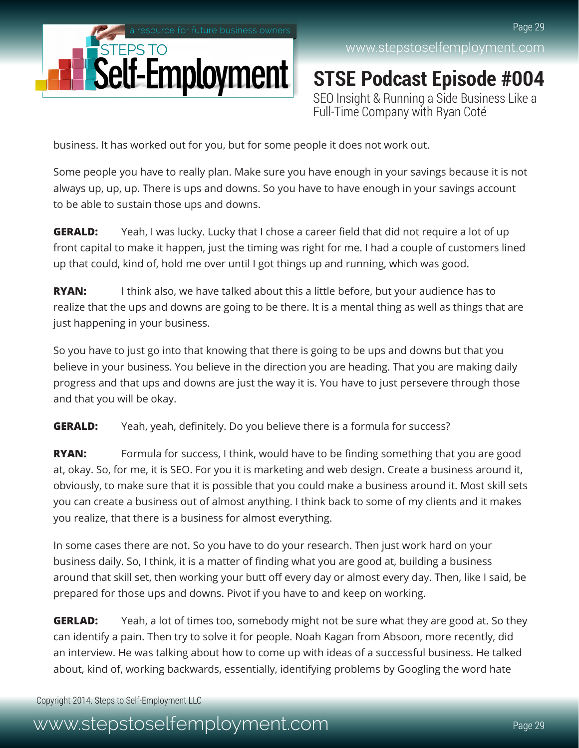business. It has worked out for you, but for some people it does not work out.

Some people you have to really plan. Make sure you have enough in your savings because it is not always up, up, up. There is ups and downs. So you have to have enough in your savings account to be able to sustain those ups and downs.

**GERALD:** Yeah, I was lucky. Lucky that I chose a career field that did not require a lot of up front capital to make it happen, just the timing was right for me. I had a couple of customers lined up that could, kind of, hold me over until I got things up and running, which was good.

**RYAN:** I think also, we have talked about this a little before, but your audience has to realize that the ups and downs are going to be there. It is a mental thing as well as things that are just happening in your business.

So you have to just go into that knowing that there is going to be ups and downs but that you believe in your business. You believe in the direction you are heading. That you are making daily progress and that ups and downs are just the way it is. You have to just persevere through those and that you will be okay.

**GERALD:** Yeah, yeah, definitely. Do you believe there is a formula for success?

**RYAN:** Formula for success, I think, would have to be finding something that you are good at, okay. So, for me, it is SEO. For you it is marketing and web design. Create a business around it, obviously, to make sure that it is possible that you could make a business around it. Most skill sets you can create a business out of almost anything. I think back to some of my clients and it makes you realize, that there is a business for almost everything.

In some cases there are not. So you have to do your research. Then just work hard on your business daily. So, I think, it is a matter of finding what you are good at, building a business around that skill set, then working your butt off every day or almost every day. Then, like I said, be prepared for those ups and downs. Pivot if you have to and keep on working.

**GERLAD:** Yeah, a lot of times too, somebody might not be sure what they are good at. So they can identify a pain. Then try to solve it for people. Noah Kagan from Absoon, more recently, did an interview. He was talking about how to come up with ideas of a successful business. He talked about, kind of, working backwards, essentially, identifying problems by Googling the word hate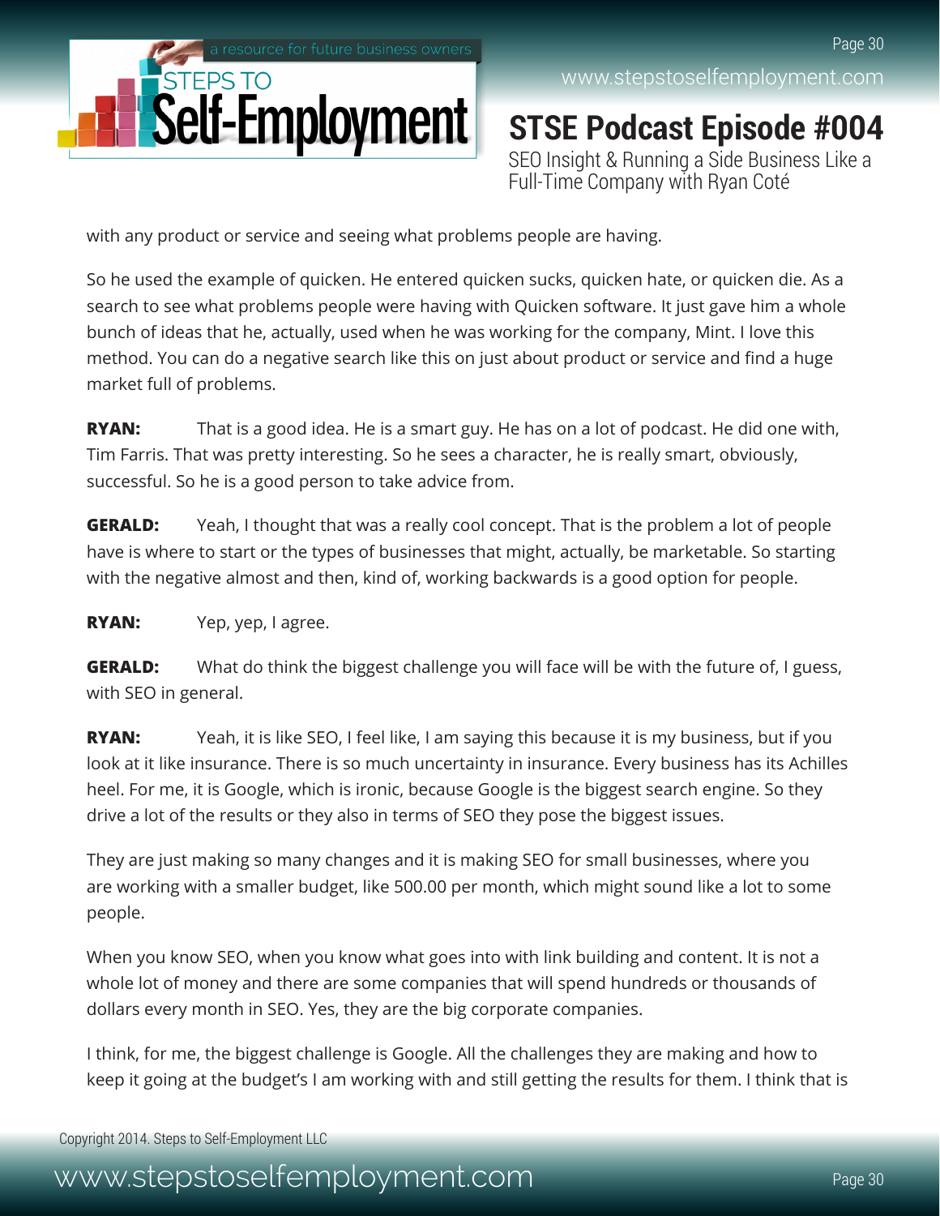with any product or service and seeing what problems people are having.

So he used the example of quicken. He entered quicken sucks, quicken hate, or quicken die. As a search to see what problems people were having with Quicken software. It just gave him a whole bunch of ideas that he, actually, used when he was working for the company, Mint. I love this method. You can do a negative search like this on just about product or service and find a huge market full of problems.

**RYAN:** That is a good idea. He is a smart guy. He has on a lot of podcast. He did one with, Tim Farris. That was pretty interesting. So he sees a character, he is really smart, obviously, successful. So he is a good person to take advice from.

**GERALD:** Yeah, I thought that was a really cool concept. That is the problem a lot of people have is where to start or the types of businesses that might, actually, be marketable. So starting with the negative almost and then, kind of, working backwards is a good option for people.

**RYAN:** Yep, yep, I agree.

**GERALD:** What do think the biggest challenge you will face will be with the future of, I guess, with SEO in general.

**RYAN:** Yeah, it is like SEO, I feel like, I am saying this because it is my business, but if you look at it like insurance. There is so much uncertainty in insurance. Every business has its Achilles heel. For me, it is Google, which is ironic, because Google is the biggest search engine. So they drive a lot of the results or they also in terms of SEO they pose the biggest issues.

They are just making so many changes and it is making SEO for small businesses, where you are working with a smaller budget, like 500.00 per month, which might sound like a lot to some people.

When you know SEO, when you know what goes into with link building and content. It is not a whole lot of money and there are some companies that will spend hundreds or thousands of dollars every month in SEO. Yes, they are the big corporate companies.

I think, for me, the biggest challenge is Google. All the challenges they are making and how to keep it going at the budget's I am working with and still getting the results for them. I think that is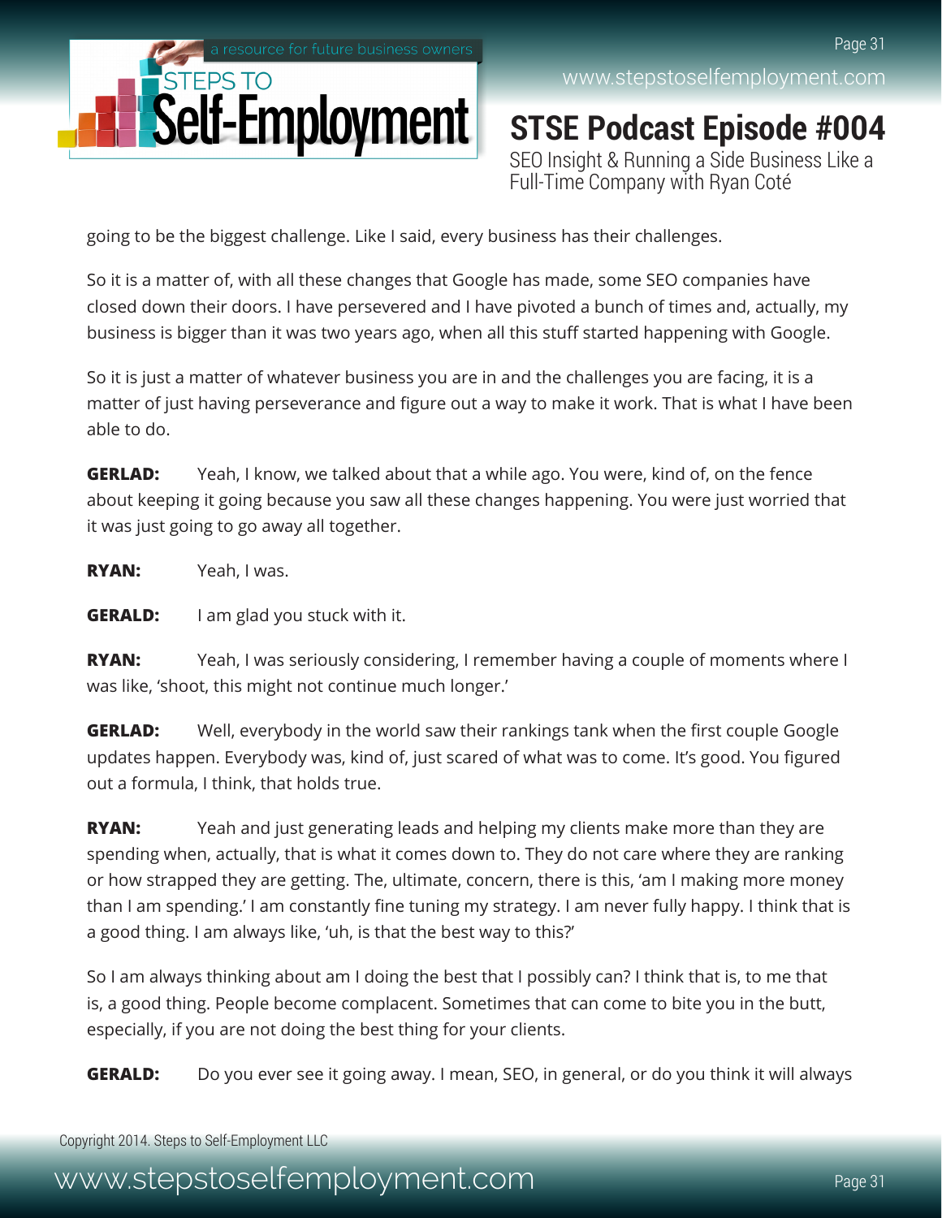going to be the biggest challenge. Like I said, every business has their challenges.

So it is a matter of, with all these changes that Google has made, some SEO companies have closed down their doors. I have persevered and I have pivoted a bunch of times and, actually, my business is bigger than it was two years ago, when all this stuff started happening with Google.

So it is just a matter of whatever business you are in and the challenges you are facing, it is a matter of just having perseverance and figure out a way to make it work. That is what I have been able to do.

**GERLAD:** Yeah, I know, we talked about that a while ago. You were, kind of, on the fence about keeping it going because you saw all these changes happening. You were just worried that it was just going to go away all together.

**RYAN:** Yeah, I was.

**GERALD:** I am glad you stuck with it.

**RYAN:** Yeah, I was seriously considering, I remember having a couple of moments where I was like, 'shoot, this might not continue much longer.'

**GERLAD:** Well, everybody in the world saw their rankings tank when the first couple Google updates happen. Everybody was, kind of, just scared of what was to come. It's good. You figured out a formula, I think, that holds true.

**RYAN:** Yeah and just generating leads and helping my clients make more than they are spending when, actually, that is what it comes down to. They do not care where they are ranking or how strapped they are getting. The, ultimate, concern, there is this, 'am I making more money than I am spending.' I am constantly fine tuning my strategy. I am never fully happy. I think that is a good thing. I am always like, 'uh, is that the best way to this?'

So I am always thinking about am I doing the best that I possibly can? I think that is, to me that is, a good thing. People become complacent. Sometimes that can come to bite you in the butt, especially, if you are not doing the best thing for your clients.

**GERALD:** Do you ever see it going away. I mean, SEO, in general, or do you think it will always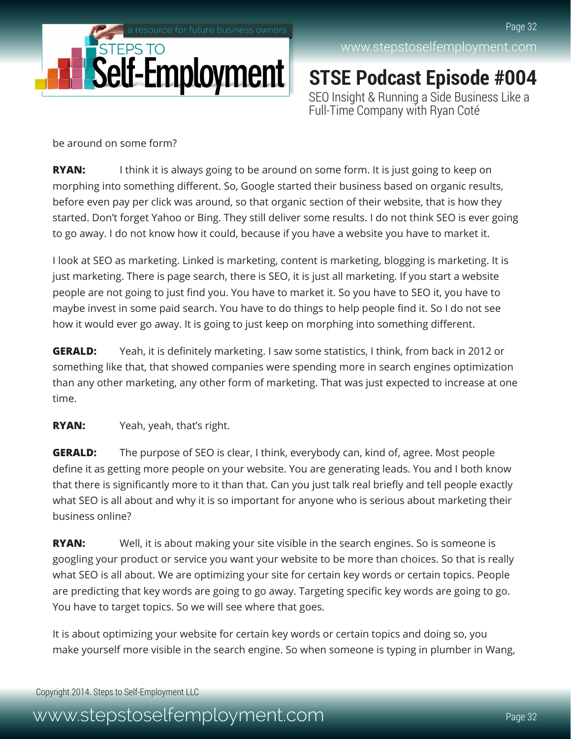be around on some form?

**RYAN:** I think it is always going to be around on some form. It is just going to keep on morphing into something different. So, Google started their business based on organic results, before even pay per click was around, so that organic section of their website, that is how they started. Don't forget Yahoo or Bing. They still deliver some results. I do not think SEO is ever going to go away. I do not know how it could, because if you have a website you have to market it.

I look at SEO as marketing. Linked is marketing, content is marketing, blogging is marketing. It is just marketing. There is page search, there is SEO, it is just all marketing. If you start a website people are not going to just find you. You have to market it. So you have to SEO it, you have to maybe invest in some paid search. You have to do things to help people find it. So I do not see how it would ever go away. It is going to just keep on morphing into something different.

**GERALD:** Yeah, it is definitely marketing. I saw some statistics, I think, from back in 2012 or something like that, that showed companies were spending more in search engines optimization than any other marketing, any other form of marketing. That was just expected to increase at one time.

**RYAN:** Yeah, yeah, that's right.

**GERALD:** The purpose of SEO is clear, I think, everybody can, kind of, agree. Most people define it as getting more people on your website. You are generating leads. You and I both know that there is significantly more to it than that. Can you just talk real briefly and tell people exactly what SEO is all about and why it is so important for anyone who is serious about marketing their business online?

**RYAN:** Well, it is about making your site visible in the search engines. So is someone is googling your product or service you want your website to be more than choices. So that is really what SEO is all about. We are optimizing your site for certain key words or certain topics. People are predicting that key words are going to go away. Targeting specific key words are going to go. You have to target topics. So we will see where that goes.

It is about optimizing your website for certain key words or certain topics and doing so, you make yourself more visible in the search engine. So when someone is typing in plumber in Wang,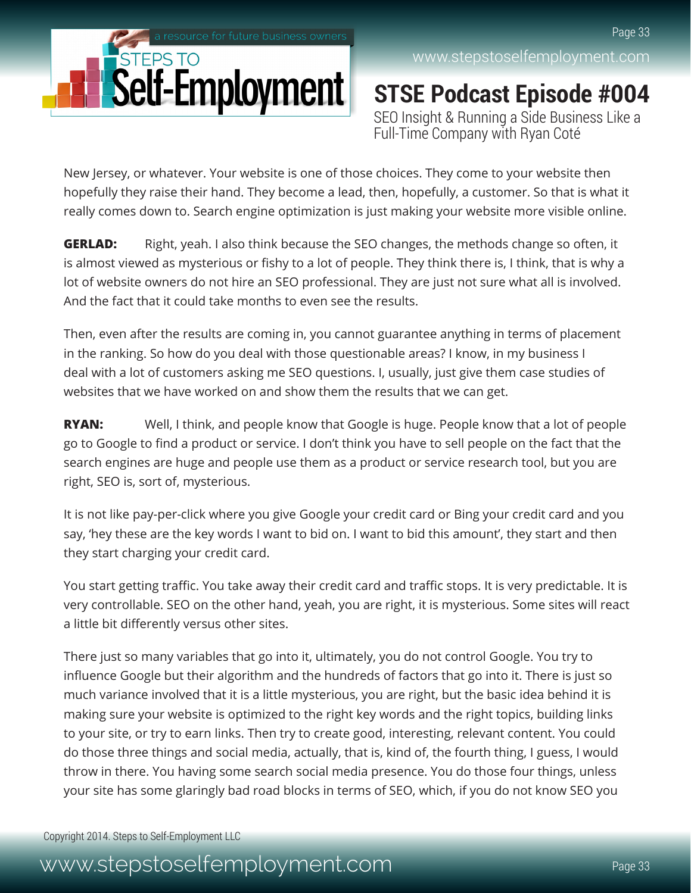New Jersey, or whatever. Your website is one of those choices. They come to your website then hopefully they raise their hand. They become a lead, then, hopefully, a customer. So that is what it really comes down to. Search engine optimization is just making your website more visible online.

**GERLAD:** Right, yeah. I also think because the SEO changes, the methods change so often, it is almost viewed as mysterious or fishy to a lot of people. They think there is, I think, that is why a lot of website owners do not hire an SEO professional. They are just not sure what all is involved. And the fact that it could take months to even see the results.

Then, even after the results are coming in, you cannot guarantee anything in terms of placement in the ranking. So how do you deal with those questionable areas? I know, in my business I deal with a lot of customers asking me SEO questions. I, usually, just give them case studies of websites that we have worked on and show them the results that we can get.

**RYAN:** Well, I think, and people know that Google is huge. People know that a lot of people go to Google to find a product or service. I don't think you have to sell people on the fact that the search engines are huge and people use them as a product or service research tool, but you are right, SEO is, sort of, mysterious.

It is not like pay-per-click where you give Google your credit card or Bing your credit card and you say, 'hey these are the key words I want to bid on. I want to bid this amount', they start and then they start charging your credit card.

You start getting traffic. You take away their credit card and traffic stops. It is very predictable. It is very controllable. SEO on the other hand, yeah, you are right, it is mysterious. Some sites will react a little bit differently versus other sites.

There just so many variables that go into it, ultimately, you do not control Google. You try to influence Google but their algorithm and the hundreds of factors that go into it. There is just so much variance involved that it is a little mysterious, you are right, but the basic idea behind it is making sure your website is optimized to the right key words and the right topics, building links to your site, or try to earn links. Then try to create good, interesting, relevant content. You could do those three things and social media, actually, that is, kind of, the fourth thing, I guess, I would throw in there. You having some search social media presence. You do those four things, unless your site has some glaringly bad road blocks in terms of SEO, which, if you do not know SEO you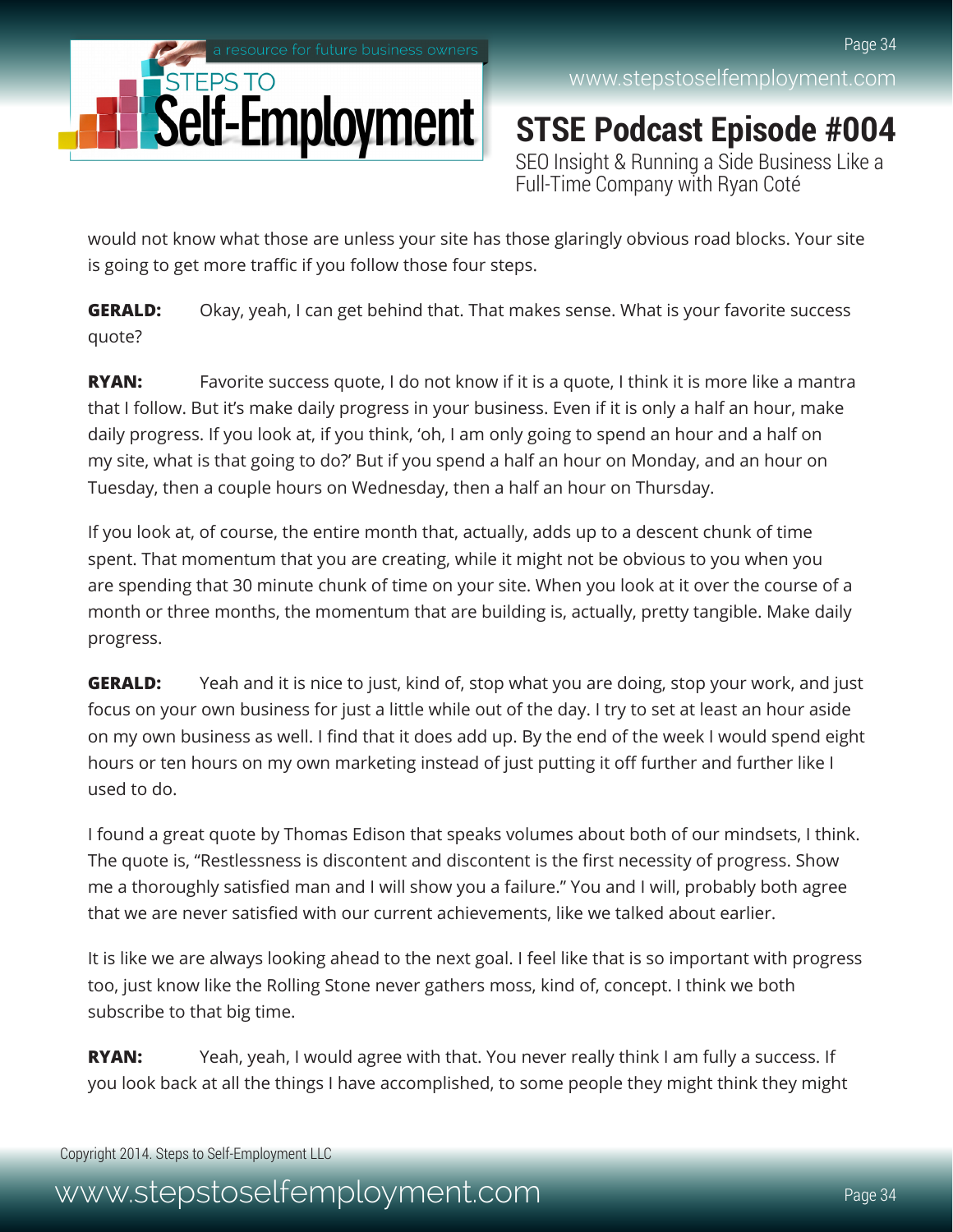would not know what those are unless your site has those glaringly obvious road blocks. Your site is going to get more traffic if you follow those four steps.

**GERALD:** Okay, yeah, I can get behind that. That makes sense. What is your favorite success quote?

**RYAN:** Favorite success quote, I do not know if it is a quote, I think it is more like a mantra that I follow. But it's make daily progress in your business. Even if it is only a half an hour, make daily progress. If you look at, if you think, 'oh, I am only going to spend an hour and a half on my site, what is that going to do?' But if you spend a half an hour on Monday, and an hour on Tuesday, then a couple hours on Wednesday, then a half an hour on Thursday.

If you look at, of course, the entire month that, actually, adds up to a descent chunk of time spent. That momentum that you are creating, while it might not be obvious to you when you are spending that 30 minute chunk of time on your site. When you look at it over the course of a month or three months, the momentum that are building is, actually, pretty tangible. Make daily progress.

**GERALD:** Yeah and it is nice to just, kind of, stop what you are doing, stop your work, and just focus on your own business for just a little while out of the day. I try to set at least an hour aside on my own business as well. I find that it does add up. By the end of the week I would spend eight hours or ten hours on my own marketing instead of just putting it off further and further like I used to do.

I found a great quote by Thomas Edison that speaks volumes about both of our mindsets, I think. The quote is, "Restlessness is discontent and discontent is the first necessity of progress. Show me a thoroughly satisfied man and I will show you a failure." You and I will, probably both agree that we are never satisfied with our current achievements, like we talked about earlier.

It is like we are always looking ahead to the next goal. I feel like that is so important with progress too, just know like the Rolling Stone never gathers moss, kind of, concept. I think we both subscribe to that big time.

**RYAN:** Yeah, yeah, I would agree with that. You never really think I am fully a success. If you look back at all the things I have accomplished, to some people they might think they might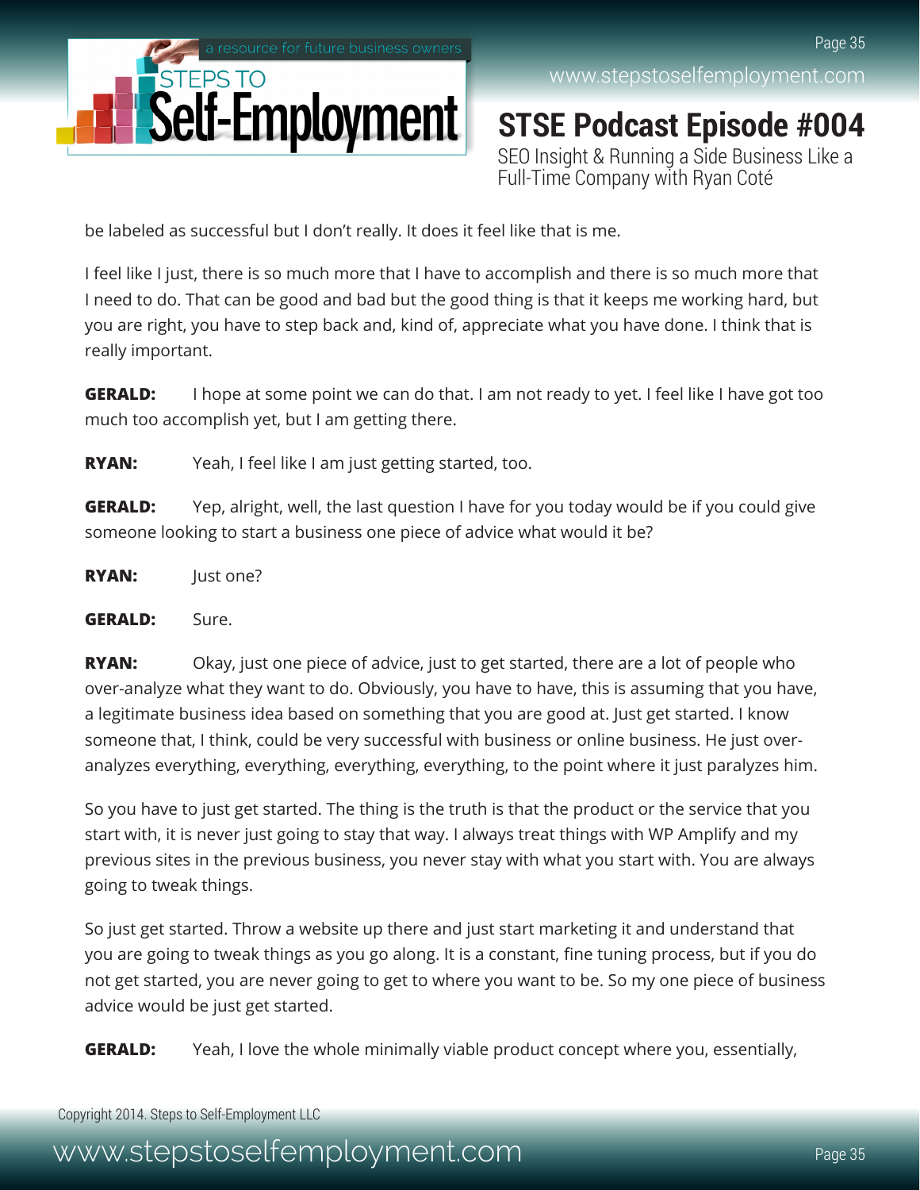be labeled as successful but I don't really. It does it feel like that is me.

I feel like I just, there is so much more that I have to accomplish and there is so much more that I need to do. That can be good and bad but the good thing is that it keeps me working hard, but you are right, you have to step back and, kind of, appreciate what you have done. I think that is really important.

**GERALD:** I hope at some point we can do that. I am not ready to yet. I feel like I have got too much too accomplish yet, but I am getting there.

**RYAN:** Yeah, I feel like I am just getting started, too.

**GERALD:** Yep, alright, well, the last question I have for you today would be if you could give someone looking to start a business one piece of advice what would it be?

**RYAN:** Just one?

**GERALD:** Sure.

**RYAN:** Okay, just one piece of advice, just to get started, there are a lot of people who over-analyze what they want to do. Obviously, you have to have, this is assuming that you have, a legitimate business idea based on something that you are good at. Just get started. I know someone that, I think, could be very successful with business or online business. He just over-analyzes everything, everything, everything, everything, to the point where it just paralyzes him.

So you have to just get started. The thing is the truth is that the product or the service that you start with, it is never just going to stay that way. I always treat things with WP Amplify and my previous sites in the previous business, you never stay with what you start with. You are always going to tweak things.

So just get started. Throw a website up there and just start marketing it and understand that you are going to tweak things as you go along. It is a constant, fine tuning process, but if you do not get started, you are never going to get to where you want to be. So my one piece of business advice would be just get started.

**GERALD:** Yeah, I love the whole minimally viable product concept where you, essentially,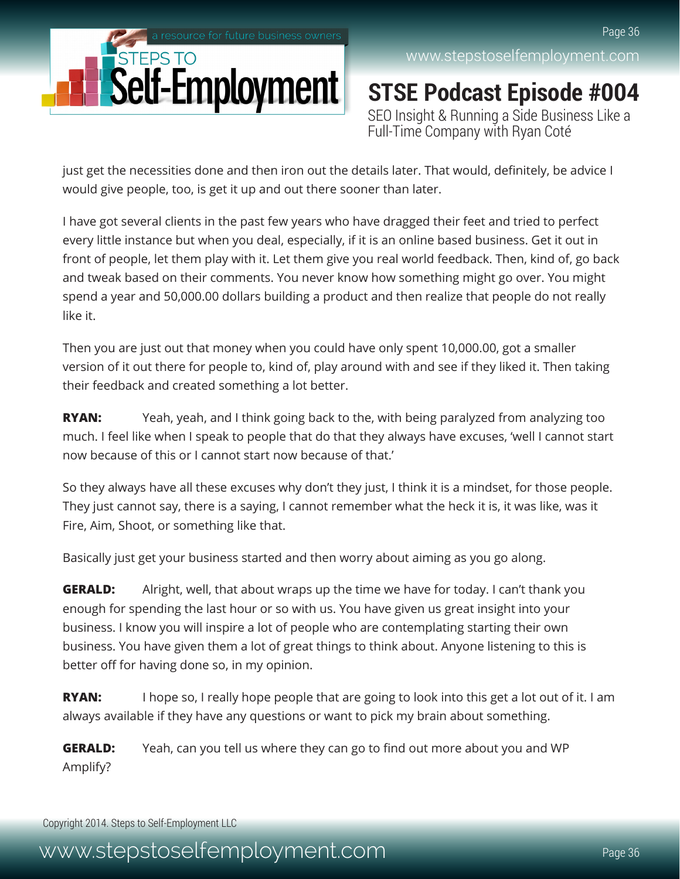just get the necessities done and then iron out the details later. That would, definitely, be advice I would give people, too, is get it up and out there sooner than later.

I have got several clients in the past few years who have dragged their feet and tried to perfect every little instance but when you deal, especially, if it is an online based business. Get it out in front of people, let them play with it. Let them give you real world feedback. Then, kind of, go back and tweak based on their comments. You never know how something might go over. You might spend a year and 50,000.00 dollars building a product and then realize that people do not really like it.

Then you are just out that money when you could have only spent 10,000.00, got a smaller version of it out there for people to, kind of, play around with and see if they liked it. Then taking their feedback and created something a lot better.

**RYAN:** Yeah, yeah, and I think going back to the, with being paralyzed from analyzing too much. I feel like when I speak to people that do that they always have excuses, 'well I cannot start now because of this or I cannot start now because of that.'

So they always have all these excuses why don't they just, I think it is a mindset, for those people. They just cannot say, there is a saying, I cannot remember what the heck it is, it was like, was it Fire, Aim, Shoot, or something like that.

Basically just get your business started and then worry about aiming as you go along.

**GERALD:** Alright, well, that about wraps up the time we have for today. I can't thank you enough for spending the last hour or so with us. You have given us great insight into your business. I know you will inspire a lot of people who are contemplating starting their own business. You have given them a lot of great things to think about. Anyone listening to this is better off for having done so, in my opinion.

**RYAN:** I hope so, I really hope people that are going to look into this get a lot out of it. I am always available if they have any questions or want to pick my brain about something.

**GERALD:** Yeah, can you tell us where they can go to find out more about you and WP Amplify?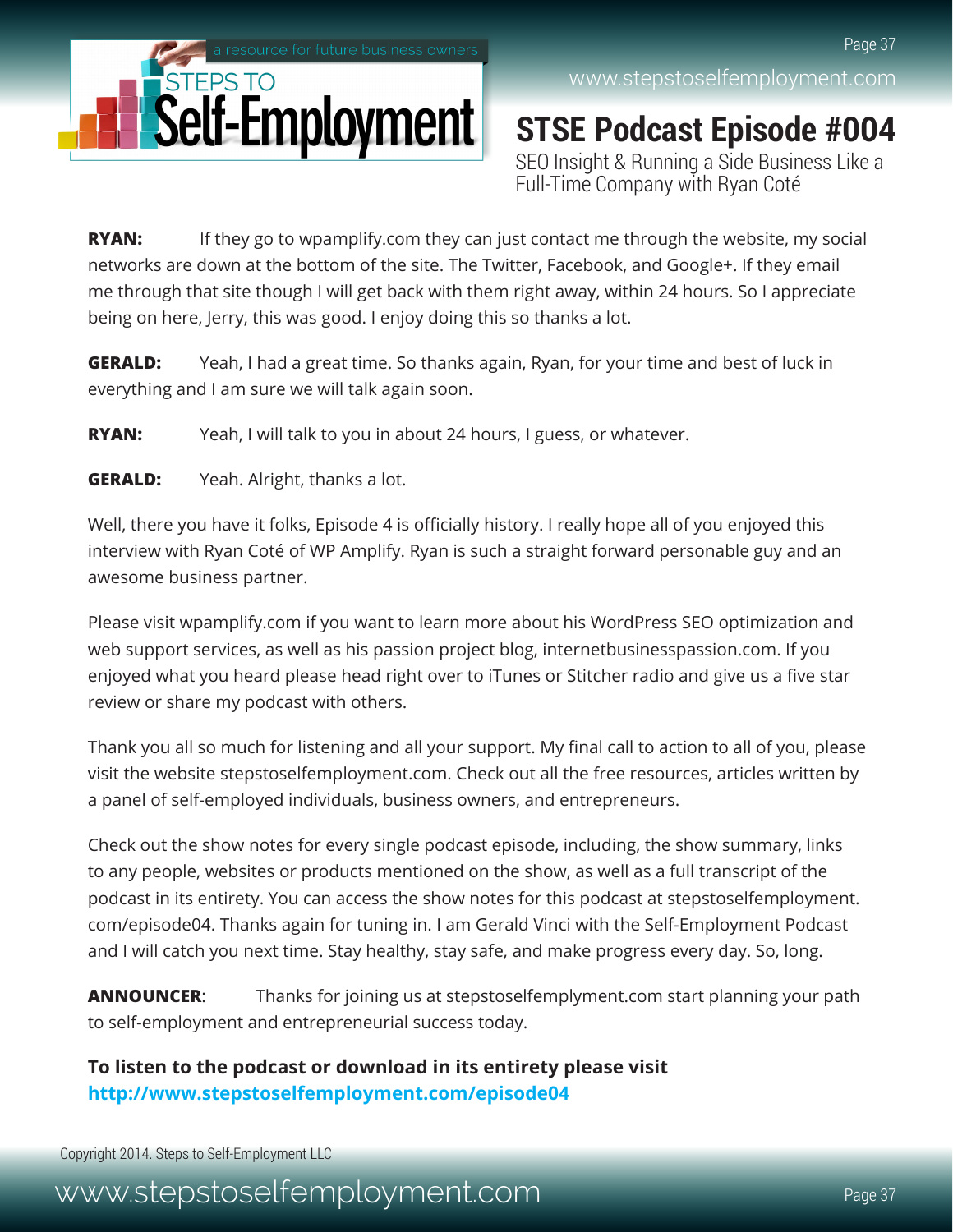**RYAN:** If they go to wpamplify.com they can just contact me through the website, my social networks are down at the bottom of the site. The Twitter, Facebook, and Google+. If they email me through that site though I will get back with them right away, within 24 hours. So I appreciate being on here, Jerry, this was good. I enjoy doing this so thanks a lot.

**GERALD:** Yeah, I had a great time. So thanks again, Ryan, for your time and best of luck in everything and I am sure we will talk again soon.

**RYAN:** Yeah, I will talk to you in about 24 hours, I guess, or whatever.

**GERALD:** Yeah. Alright, thanks a lot.

Well, there you have it folks, Episode 4 is officially history. I really hope all of you enjoyed this interview with Ryan Coté of WP Amplify. Ryan is such a straight forward personable guy and an awesome business partner.

Please visit wpamplify.com if you want to learn more about his WordPress SEO optimization and web support services, as well as his passion project blog, internetbusinesspassion.com. If you enjoyed what you heard please head right over to iTunes or Stitcher radio and give us a five star review or share my podcast with others.

Thank you all so much for listening and all your support. My final call to action to all of you, please visit the website stepstoselfemployment.com. Check out all the free resources, articles written by a panel of self-employed individuals, business owners, and entrepreneurs.

Check out the show notes for every single podcast episode, including, the show summary, links to any people, websites or products mentioned on the show, as well as a full transcript of the podcast in its entirety. You can access the show notes for this podcast at stepstoselfemployment.com/episode04. Thanks again for tuning in. I am Gerald Vinci with the Self-Employment Podcast and I will catch you next time. Stay healthy, stay safe, and make progress every day. So, long.

**ANNOUNCER**: Thanks for joining us at stepstoselfemplyment.com start planning your path to self-employment and entrepreneurial success today.

**To listen to the podcast or download in its entirety please visit**
**http://www.stepstoselfemployment.com/episode04**